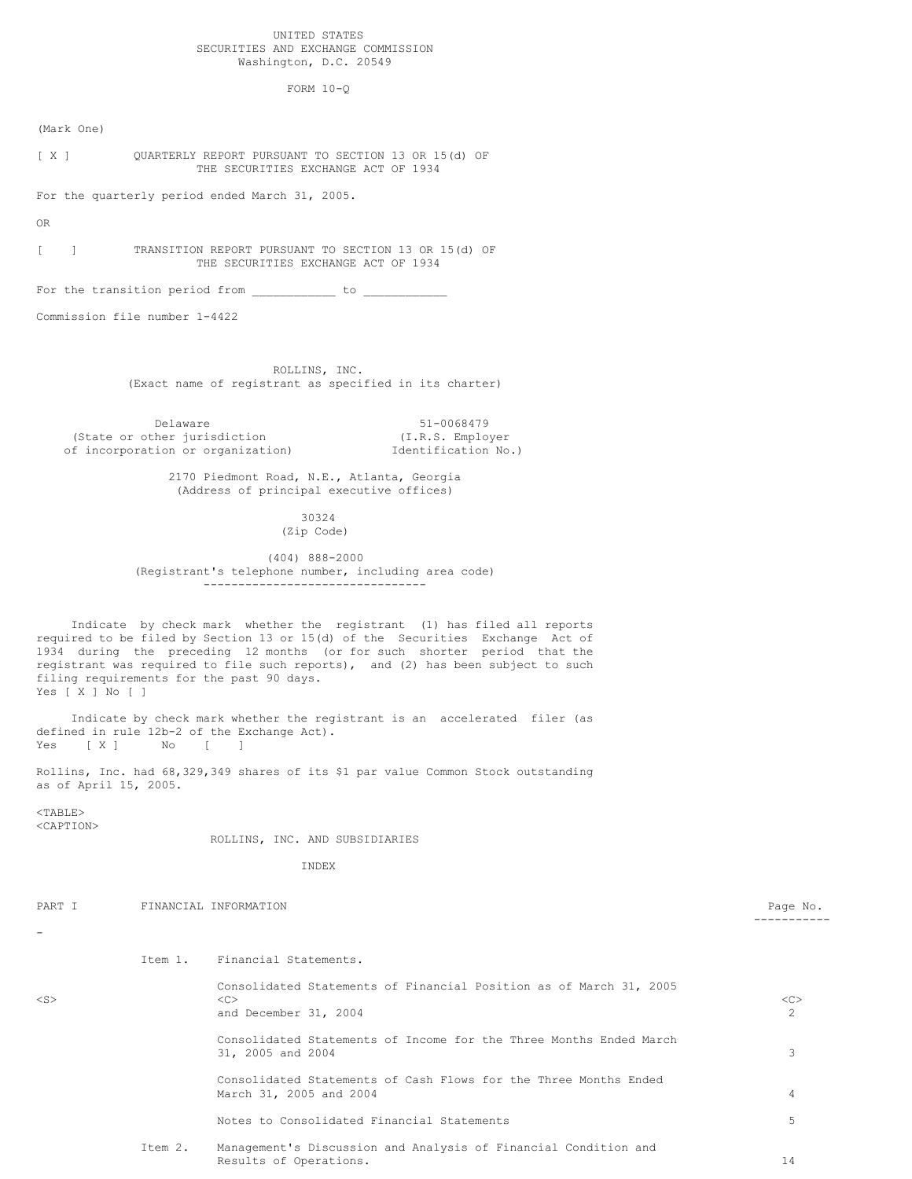UNITED STATES
SECURITIES AND EXCHANGE COMMISSION
Washington, D.C. 20549

FORM 10-Q

(Mark One)

[ X ] QUARTERLY REPORT PURSUANT TO SECTION 13 OR 15(d) OF THE SECURITIES EXCHANGE ACT OF 1934

For the quarterly period ended March 31, 2005.

OR

[ ] TRANSITION REPORT PURSUANT TO SECTION 13 OR 15(d) OF THE SECURITIES EXCHANGE ACT OF 1934

For the transition period from ___________ to ___________

Commission file number 1-4422

ROLLINS, INC.
(Exact name of registrant as specified in its charter)

| Delaware | 51-0068479 |
|---|---|
| (State or other jurisdiction of incorporation or organization) | (I.R.S. Employer Identification No.) |

2170 Piedmont Road, N.E., Atlanta, Georgia
(Address of principal executive offices)

30324
(Zip Code)

(404) 888-2000
(Registrant's telephone number, including area code)

Indicate by check mark whether the registrant (1) has filed all reports required to be filed by Section 13 or 15(d) of the Securities Exchange Act of 1934 during the preceding 12 months (or for such shorter period that the registrant was required to file such reports), and (2) has been subject to such filing requirements for the past 90 days.
Yes [ X ] No [ ]

Indicate by check mark whether the registrant is an accelerated filer (as defined in rule 12b-2 of the Exchange Act).
Yes [ X ] No [ ]

Rollins, Inc. had 68,329,349 shares of its $1 par value Common Stock outstanding as of April 15, 2005.

ROLLINS, INC. AND SUBSIDIARIES

INDEX

| PART I | FINANCIAL INFORMATION | | Page No. |
|---|---|---|---|
| | Item 1. | Financial Statements. | |
| | | Consolidated Statements of Financial Position as of March 31, 2005 and December 31, 2004 | 2 |
| | | Consolidated Statements of Income for the Three Months Ended March 31, 2005 and 2004 | 3 |
| | | Consolidated Statements of Cash Flows for the Three Months Ended March 31, 2005 and 2004 | 4 |
| | | Notes to Consolidated Financial Statements | 5 |
| | Item 2. | Management's Discussion and Analysis of Financial Condition and Results of Operations. | 14 |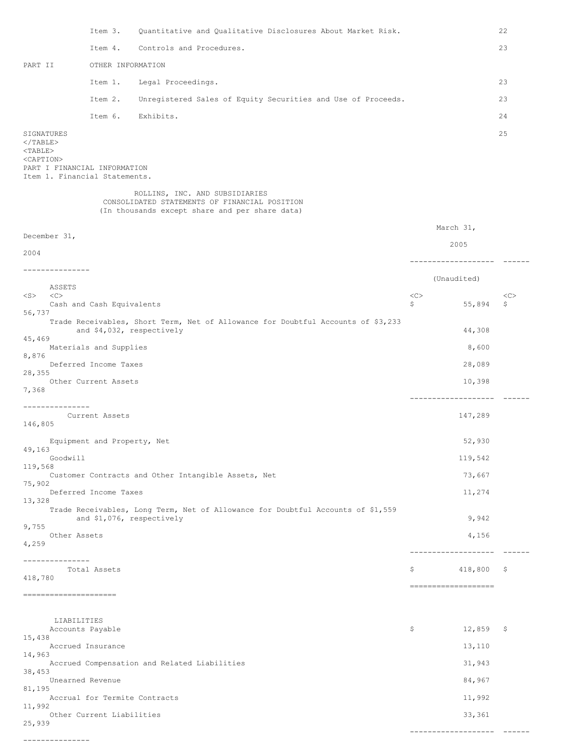| | | | |
|---|---|---|---|
| | Item 3. | Quantitative and Qualitative Disclosures About Market Risk. | 22 |
| | Item 4. | Controls and Procedures. | 23 |
| PART II | OTHER INFORMATION | | |
| | Item 1. | Legal Proceedings. | 23 |
| | Item 2. | Unregistered Sales of Equity Securities and Use of Proceeds. | 23 |
| | Item 6. | Exhibits. | 24 |
| SIGNATURES | | | 25 |

PART I FINANCIAL INFORMATION

Item 1. Financial Statements.

ROLLINS, INC. AND SUBSIDIARIES
CONSOLIDATED STATEMENTS OF FINANCIAL POSITION
(In thousands except share and per share data)

| | March 31, 2005 (Unaudited) | December 31, 2004 |
|---|---|---|
| **ASSETS** | | |
| Cash and Cash Equivalents | $ 55,894 | $ 56,737 |
| Trade Receivables, Short Term, Net of Allowance for Doubtful Accounts of $3,233 and $4,032, respectively | 44,308 | 45,469 |
| Materials and Supplies | 8,600 | 8,876 |
| Deferred Income Taxes | 28,089 | 28,355 |
| Other Current Assets | 10,398 | 7,368 |
| Current Assets | 147,289 | 146,805 |
| Equipment and Property, Net | 52,930 | 49,163 |
| Goodwill | 119,542 | 119,568 |
| Customer Contracts and Other Intangible Assets, Net | 73,667 | 75,902 |
| Deferred Income Taxes | 11,274 | 13,328 |
| Trade Receivables, Long Term, Net of Allowance for Doubtful Accounts of $1,559 and $1,076, respectively | 9,942 | 9,755 |
| Other Assets | 4,156 | 4,259 |
| Total Assets | $ 418,800 | $ 418,780 |
| **LIABILITIES** | | |
| Accounts Payable | $ 12,859 | $ 15,438 |
| Accrued Insurance | 13,110 | 14,963 |
| Accrued Compensation and Related Liabilities | 31,943 | 38,453 |
| Unearned Revenue | 84,967 | 81,195 |
| Accrual for Termite Contracts | 11,992 | 11,992 |
| Other Current Liabilities | 33,361 | 25,939 |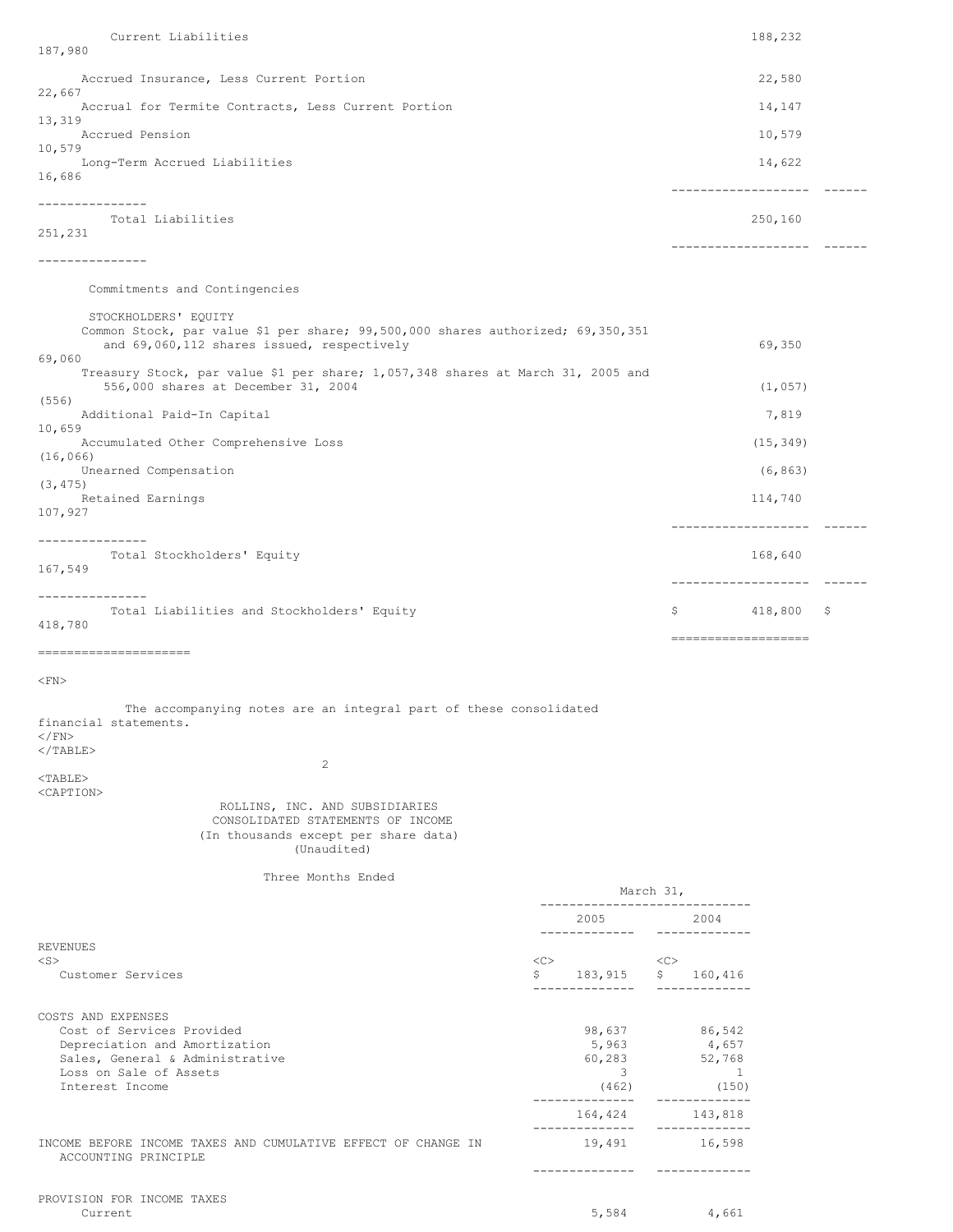| | | |
|---|---|---|
| Current Liabilities | 188,232 | 187,980 |
| Accrued Insurance, Less Current Portion | 22,580 | 22,667 |
| Accrual for Termite Contracts, Less Current Portion | 14,147 | 13,319 |
| Accrued Pension | 10,579 | 10,579 |
| Long-Term Accrued Liabilities | 14,622 | 16,686 |
| Total Liabilities | 250,160 | 251,231 |
| Commitments and Contingencies | | |
| STOCKHOLDERS' EQUITY | | |
| Common Stock, par value $1 per share; 99,500,000 shares authorized; 69,350,351 and 69,060,112 shares issued, respectively | 69,350 | 69,060 |
| Treasury Stock, par value $1 per share; 1,057,348 shares at March 31, 2005 and 556,000 shares at December 31, 2004 | (1,057) | (556) |
| Additional Paid-In Capital | 7,819 | 10,659 |
| Accumulated Other Comprehensive Loss | (15,349) | (16,066) |
| Unearned Compensation | (6,863) | (3,475) |
| Retained Earnings | 114,740 | 107,927 |
| Total Stockholders' Equity | 168,640 | 167,549 |
| Total Liabilities and Stockholders' Equity | $ 418,800 | $ 418,780 |

The accompanying notes are an integral part of these consolidated financial statements.

ROLLINS, INC. AND SUBSIDIARIES
CONSOLIDATED STATEMENTS OF INCOME
(In thousands except per share data)
(Unaudited)

| | Three Months Ended March 31, | |
|---|---|---|
| | 2005 | 2004 |
| REVENUES | | |
| Customer Services | $ 183,915 | $ 160,416 |
| COSTS AND EXPENSES | | |
| Cost of Services Provided | 98,637 | 86,542 |
| Depreciation and Amortization | 5,963 | 4,657 |
| Sales, General & Administrative | 60,283 | 52,768 |
| Loss on Sale of Assets | 3 | 1 |
| Interest Income | (462) | (150) |
| | 164,424 | 143,818 |
| INCOME BEFORE INCOME TAXES AND CUMULATIVE EFFECT OF CHANGE IN ACCOUNTING PRINCIPLE | 19,491 | 16,598 |
| PROVISION FOR INCOME TAXES | | |
| Current | 5,584 | 4,661 |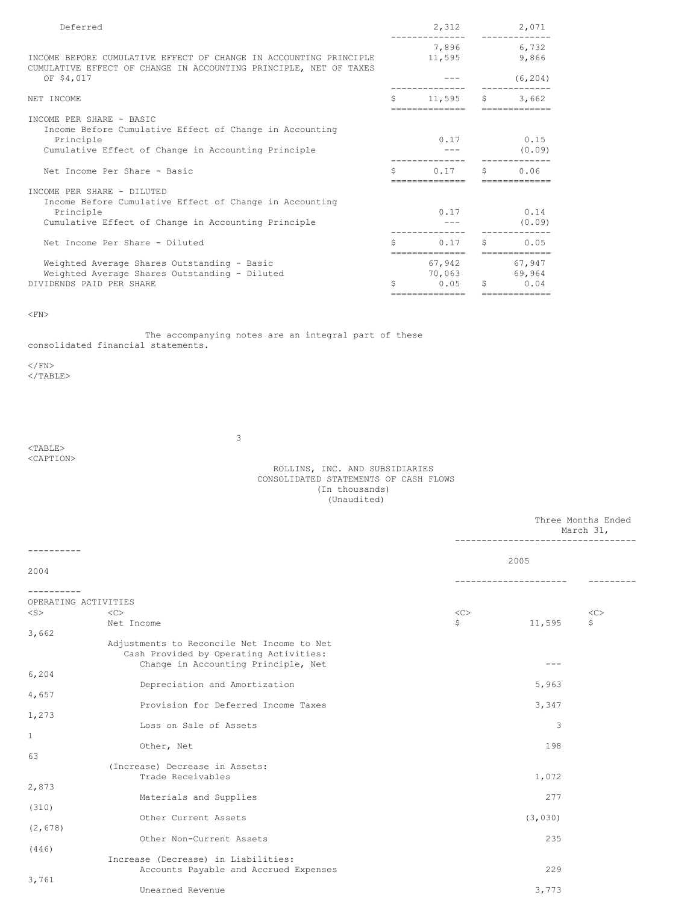| | | |
|---|---|---|
| Deferred | 2,312 | 2,071 |
| | 7,896 | 6,732 |
| INCOME BEFORE CUMULATIVE EFFECT OF CHANGE IN ACCOUNTING PRINCIPLE | 11,595 | 9,866 |
| CUMULATIVE EFFECT OF CHANGE IN ACCOUNTING PRINCIPLE, NET OF TAXES OF $4,017 | --- | (6,204) |
| NET INCOME | $ 11,595 | $ 3,662 |
| INCOME PER SHARE - BASIC | | |
| Income Before Cumulative Effect of Change in Accounting Principle | 0.17 | 0.15 |
| Cumulative Effect of Change in Accounting Principle | --- | (0.09) |
| Net Income Per Share - Basic | $ 0.17 | $ 0.06 |
| INCOME PER SHARE - DILUTED | | |
| Income Before Cumulative Effect of Change in Accounting Principle | 0.17 | 0.14 |
| Cumulative Effect of Change in Accounting Principle | --- | (0.09) |
| Net Income Per Share - Diluted | $ 0.17 | $ 0.05 |
| Weighted Average Shares Outstanding - Basic | 67,942 | 67,947 |
| Weighted Average Shares Outstanding - Diluted | 70,063 | 69,964 |
| DIVIDENDS PAID PER SHARE | $ 0.05 | $ 0.04 |

The accompanying notes are an integral part of these consolidated financial statements.

ROLLINS, INC. AND SUBSIDIARIES
CONSOLIDATED STATEMENTS OF CASH FLOWS
(In thousands)
(Unaudited)

| | Three Months Ended March 31, | |
|---|---|---|
| | 2005 | 2004 |
| OPERATING ACTIVITIES | | |
| Net Income | $ 11,595 | $ 3,662 |
| Adjustments to Reconcile Net Income to Net Cash Provided by Operating Activities: | | |
| Change in Accounting Principle, Net | --- | 6,204 |
| Depreciation and Amortization | 5,963 | 4,657 |
| Provision for Deferred Income Taxes | 3,347 | 1,273 |
| Loss on Sale of Assets | 3 | 1 |
| Other, Net | 198 | 63 |
| (Increase) Decrease in Assets: | | |
| Trade Receivables | 1,072 | 2,873 |
| Materials and Supplies | 277 | (310) |
| Other Current Assets | (3,030) | (2,678) |
| Other Non-Current Assets | 235 | (446) |
| Increase (Decrease) in Liabilities: | | |
| Accounts Payable and Accrued Expenses | 229 | 3,761 |
| Unearned Revenue | 3,773 | |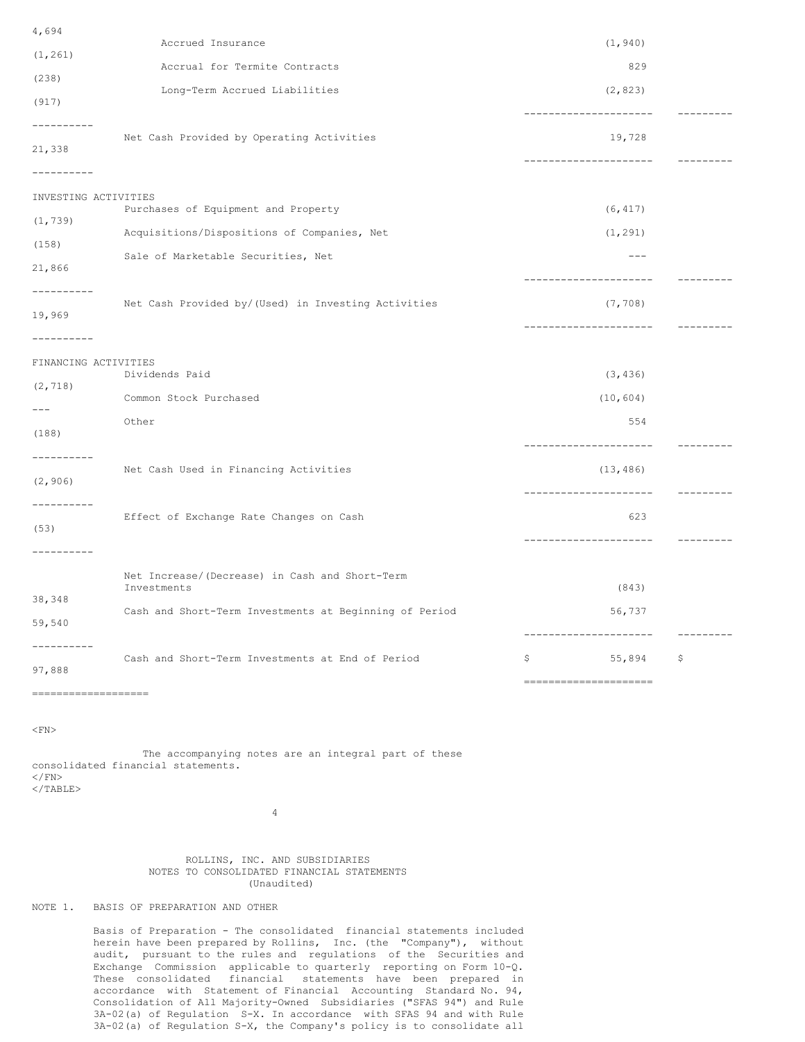| | | |
|---|---|---|
| | | 4,694 |
| Accrued Insurance | (1,940) | (1,261) |
| Accrual for Termite Contracts | 829 | (238) |
| Long-Term Accrued Liabilities | (2,823) | (917) |
| Net Cash Provided by Operating Activities | 19,728 | 21,338 |
| **INVESTING ACTIVITIES** | | |
| Purchases of Equipment and Property | (6,417) | (1,739) |
| Acquisitions/Dispositions of Companies, Net | (1,291) | (158) |
| Sale of Marketable Securities, Net | --- | 21,866 |
| Net Cash Provided by/(Used) in Investing Activities | (7,708) | 19,969 |
| **FINANCING ACTIVITIES** | | |
| Dividends Paid | (3,436) | (2,718) |
| Common Stock Purchased | (10,604) | --- |
| Other | 554 | (188) |
| Net Cash Used in Financing Activities | (13,486) | (2,906) |
| Effect of Exchange Rate Changes on Cash | 623 | (53) |
| Net Increase/(Decrease) in Cash and Short-Term Investments | (843) | 38,348 |
| Cash and Short-Term Investments at Beginning of Period | 56,737 | 59,540 |
| Cash and Short-Term Investments at End of Period | $ 55,894 | $ 97,888 |

The accompanying notes are an integral part of these consolidated financial statements.

ROLLINS, INC. AND SUBSIDIARIES
NOTES TO CONSOLIDATED FINANCIAL STATEMENTS
(Unaudited)

NOTE 1. BASIS OF PREPARATION AND OTHER

Basis of Preparation - The consolidated financial statements included herein have been prepared by Rollins, Inc. (the "Company"), without audit, pursuant to the rules and regulations of the Securities and Exchange Commission applicable to quarterly reporting on Form 10-Q. These consolidated financial statements have been prepared in accordance with Statement of Financial Accounting Standard No. 94, Consolidation of All Majority-Owned Subsidiaries ("SFAS 94") and Rule 3A-02(a) of Regulation S-X. In accordance with SFAS 94 and with Rule 3A-02(a) of Regulation S-X, the Company's policy is to consolidate all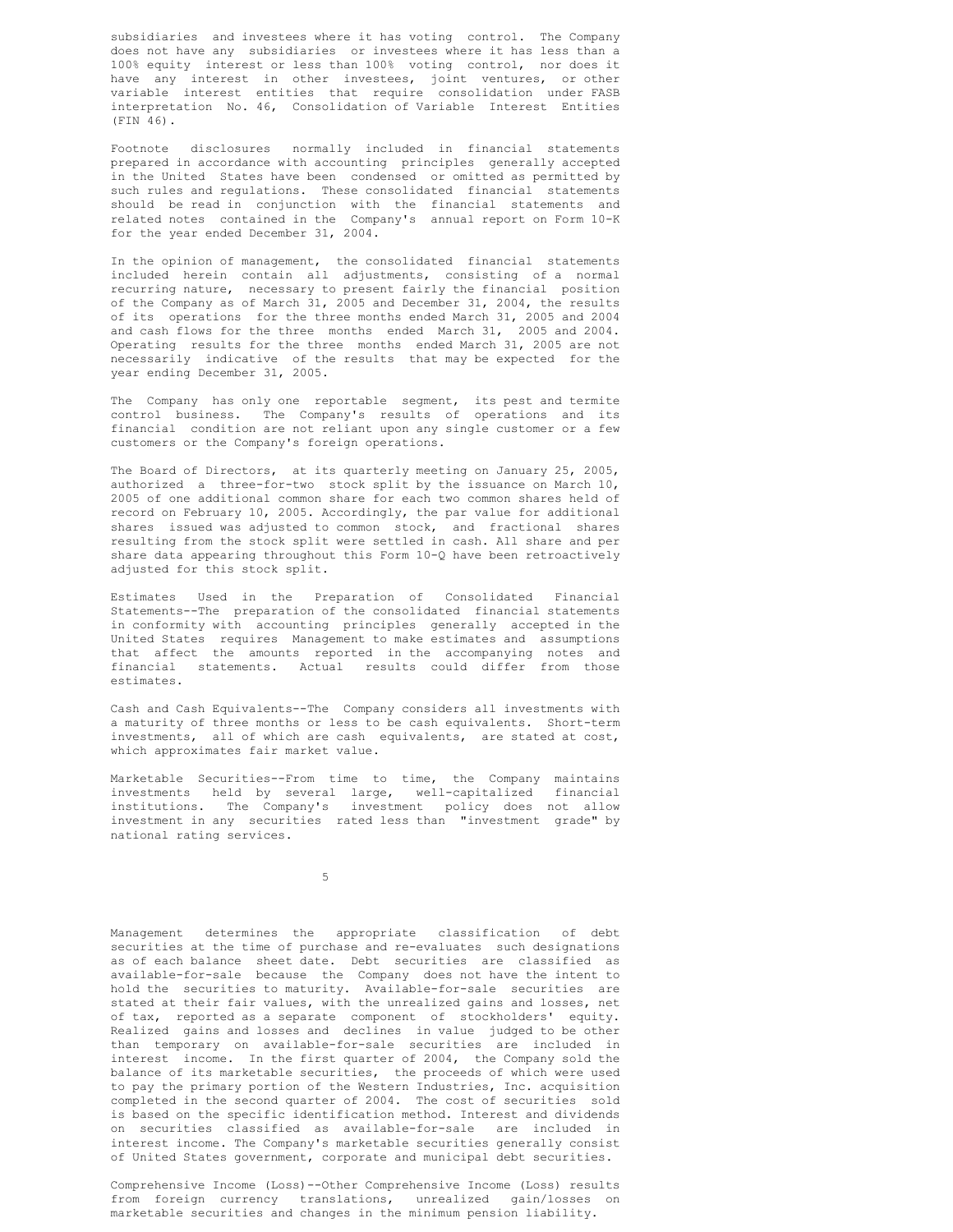subsidiaries and investees where it has voting control. The Company does not have any subsidiaries or investees where it has less than a 100% equity interest or less than 100% voting control, nor does it have any interest in other investees, joint ventures, or other variable interest entities that require consolidation under FASB interpretation No. 46, Consolidation of Variable Interest Entities (FIN 46).

Footnote disclosures normally included in financial statements prepared in accordance with accounting principles generally accepted in the United States have been condensed or omitted as permitted by such rules and regulations. These consolidated financial statements should be read in conjunction with the financial statements and related notes contained in the Company's annual report on Form 10-K for the year ended December 31, 2004.

In the opinion of management, the consolidated financial statements included herein contain all adjustments, consisting of a normal recurring nature, necessary to present fairly the financial position of the Company as of March 31, 2005 and December 31, 2004, the results of its operations for the three months ended March 31, 2005 and 2004 and cash flows for the three months ended March 31, 2005 and 2004. Operating results for the three months ended March 31, 2005 are not necessarily indicative of the results that may be expected for the year ending December 31, 2005.

The Company has only one reportable segment, its pest and termite control business. The Company's results of operations and its financial condition are not reliant upon any single customer or a few customers or the Company's foreign operations.

The Board of Directors, at its quarterly meeting on January 25, 2005, authorized a three-for-two stock split by the issuance on March 10, 2005 of one additional common share for each two common shares held of record on February 10, 2005. Accordingly, the par value for additional shares issued was adjusted to common stock, and fractional shares resulting from the stock split were settled in cash. All share and per share data appearing throughout this Form 10-Q have been retroactively adjusted for this stock split.

Estimates Used in the Preparation of Consolidated Financial Statements--The preparation of the consolidated financial statements in conformity with accounting principles generally accepted in the United States requires Management to make estimates and assumptions that affect the amounts reported in the accompanying notes and financial statements. Actual results could differ from those estimates.

Cash and Cash Equivalents--The Company considers all investments with a maturity of three months or less to be cash equivalents. Short-term investments, all of which are cash equivalents, are stated at cost, which approximates fair market value.

Marketable Securities--From time to time, the Company maintains investments held by several large, well-capitalized financial institutions. The Company's investment policy does not allow investment in any securities rated less than "investment grade" by national rating services.

Management determines the appropriate classification of debt securities at the time of purchase and re-evaluates such designations as of each balance sheet date. Debt securities are classified as available-for-sale because the Company does not have the intent to hold the securities to maturity. Available-for-sale securities are stated at their fair values, with the unrealized gains and losses, net of tax, reported as a separate component of stockholders' equity. Realized gains and losses and declines in value judged to be other than temporary on available-for-sale securities are included in interest income. In the first quarter of 2004, the Company sold the balance of its marketable securities, the proceeds of which were used to pay the primary portion of the Western Industries, Inc. acquisition completed in the second quarter of 2004. The cost of securities sold is based on the specific identification method. Interest and dividends on securities classified as available-for-sale are included in interest income. The Company's marketable securities generally consist of United States government, corporate and municipal debt securities.

Comprehensive Income (Loss)--Other Comprehensive Income (Loss) results from foreign currency translations, unrealized gain/losses on marketable securities and changes in the minimum pension liability.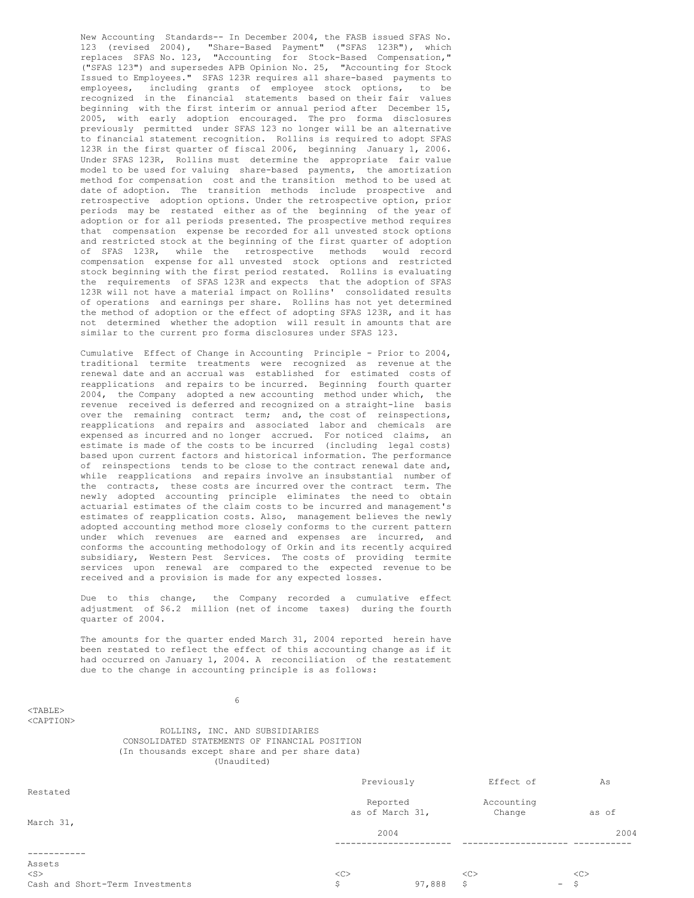New Accounting Standards-- In December 2004, the FASB issued SFAS No. 123 (revised 2004), "Share-Based Payment" ("SFAS 123R"), which replaces SFAS No. 123, "Accounting for Stock-Based Compensation," ("SFAS 123") and supersedes APB Opinion No. 25, "Accounting for Stock Issued to Employees." SFAS 123R requires all share-based payments to employees, including grants of employee stock options, to be recognized in the financial statements based on their fair values beginning with the first interim or annual period after December 15, 2005, with early adoption encouraged. The pro forma disclosures previously permitted under SFAS 123 no longer will be an alternative to financial statement recognition. Rollins is required to adopt SFAS 123R in the first quarter of fiscal 2006, beginning January 1, 2006. Under SFAS 123R, Rollins must determine the appropriate fair value model to be used for valuing share-based payments, the amortization method for compensation cost and the transition method to be used at date of adoption. The transition methods include prospective and retrospective adoption options. Under the retrospective option, prior periods may be restated either as of the beginning of the year of adoption or for all periods presented. The prospective method requires that compensation expense be recorded for all unvested stock options and restricted stock at the beginning of the first quarter of adoption of SFAS 123R, while the retrospective methods would record compensation expense for all unvested stock options and restricted stock beginning with the first period restated. Rollins is evaluating the requirements of SFAS 123R and expects that the adoption of SFAS 123R will not have a material impact on Rollins' consolidated results of operations and earnings per share. Rollins has not yet determined the method of adoption or the effect of adopting SFAS 123R, and it has not determined whether the adoption will result in amounts that are similar to the current pro forma disclosures under SFAS 123.

Cumulative Effect of Change in Accounting Principle - Prior to 2004, traditional termite treatments were recognized as revenue at the renewal date and an accrual was established for estimated costs of reapplications and repairs to be incurred. Beginning fourth quarter 2004, the Company adopted a new accounting method under which, the revenue received is deferred and recognized on a straight-line basis over the remaining contract term; and, the cost of reinspections, reapplications and repairs and associated labor and chemicals are expensed as incurred and no longer accrued. For noticed claims, an estimate is made of the costs to be incurred (including legal costs) based upon current factors and historical information. The performance of reinspections tends to be close to the contract renewal date and, while reapplications and repairs involve an insubstantial number of the contracts, these costs are incurred over the contract term. The newly adopted accounting principle eliminates the need to obtain actuarial estimates of the claim costs to be incurred and management's estimates of reapplication costs. Also, management believes the newly adopted accounting method more closely conforms to the current pattern under which revenues are earned and expenses are incurred, and conforms the accounting methodology of Orkin and its recently acquired subsidiary, Western Pest Services. The costs of providing termite services upon renewal are compared to the expected revenue to be received and a provision is made for any expected losses.

Due to this change, the Company recorded a cumulative effect adjustment of $6.2 million (net of income taxes) during the fourth quarter of 2004.

The amounts for the quarter ended March 31, 2004 reported herein have been restated to reflect the effect of this accounting change as if it had occurred on January 1, 2004. A reconciliation of the restatement due to the change in accounting principle is as follows:

ROLLINS, INC. AND SUBSIDIARIES
CONSOLIDATED STATEMENTS OF FINANCIAL POSITION
(In thousands except share and per share data)
(Unaudited)

| | Previously Reported as of March 31, 2004 | Effect of Accounting Change | As Restated as of March 31, 2004 |
|---|---|---|---|
| Assets | | | |
| Cash and Short-Term Investments | $ 97,888 | $ - | $ |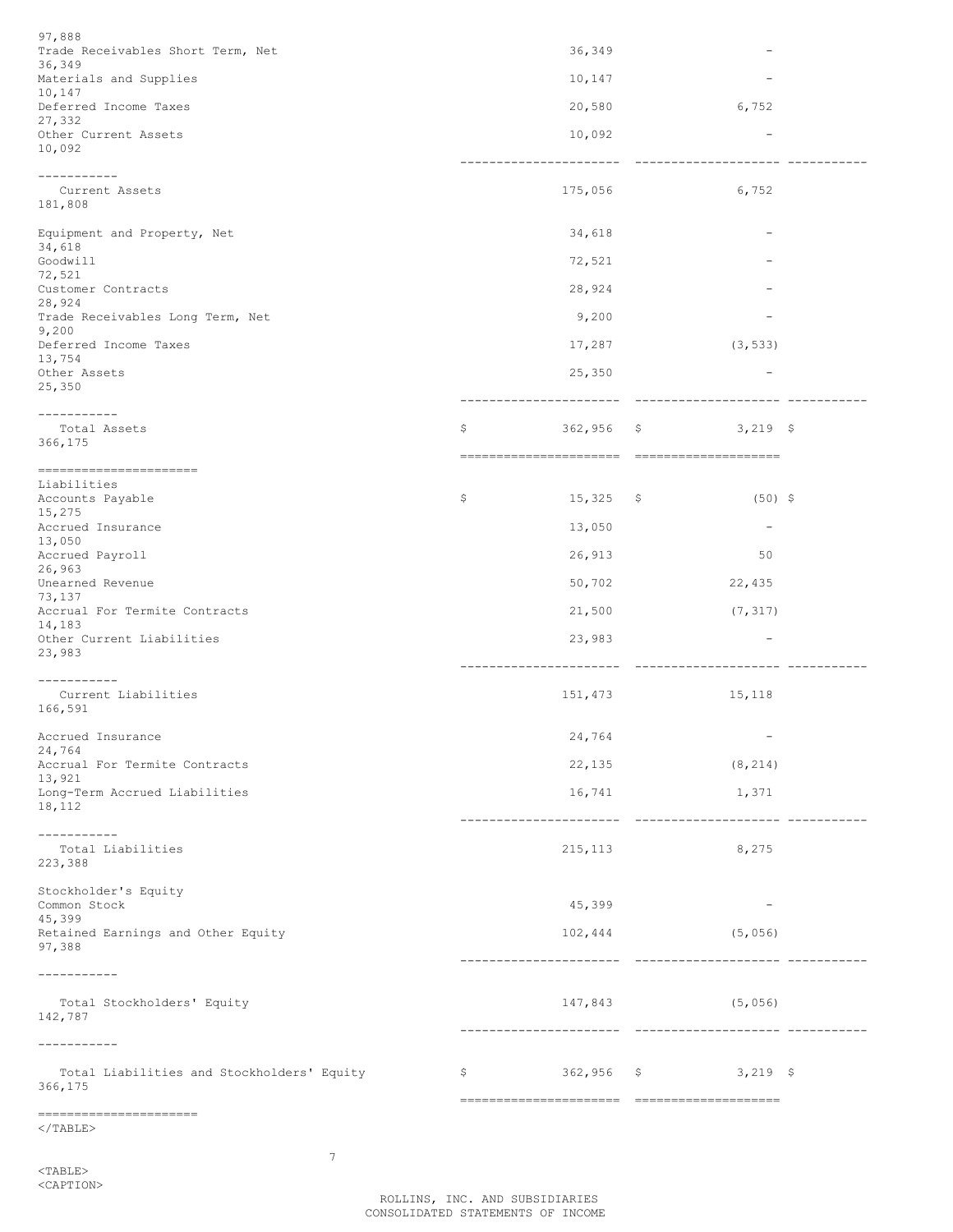| | | | |
|---|---|---|---|
| | | | 97,888 |
| Trade Receivables Short Term, Net | 36,349 | - | 36,349 |
| Materials and Supplies | 10,147 | - | 10,147 |
| Deferred Income Taxes | 20,580 | 6,752 | 27,332 |
| Other Current Assets | 10,092 | - | 10,092 |
| Current Assets | 175,056 | 6,752 | 181,808 |
| Equipment and Property, Net | 34,618 | - | 34,618 |
| Goodwill | 72,521 | - | 72,521 |
| Customer Contracts | 28,924 | - | 28,924 |
| Trade Receivables Long Term, Net | 9,200 | - | 9,200 |
| Deferred Income Taxes | 17,287 | (3,533) | 13,754 |
| Other Assets | 25,350 | - | 25,350 |
| Total Assets | $ 362,956 | $ 3,219 | $ 366,175 |
| Liabilities | | | |
| Accounts Payable | $ 15,325 | $ (50) | $ 15,275 |
| Accrued Insurance | 13,050 | - | 13,050 |
| Accrued Payroll | 26,913 | 50 | 26,963 |
| Unearned Revenue | 50,702 | 22,435 | 73,137 |
| Accrual For Termite Contracts | 21,500 | (7,317) | 14,183 |
| Other Current Liabilities | 23,983 | - | 23,983 |
| Current Liabilities | 151,473 | 15,118 | 166,591 |
| Accrued Insurance | 24,764 | - | 24,764 |
| Accrual For Termite Contracts | 22,135 | (8,214) | 13,921 |
| Long-Term Accrued Liabilities | 16,741 | 1,371 | 18,112 |
| Total Liabilities | 215,113 | 8,275 | 223,388 |
| Stockholder's Equity | | | |
| Common Stock | 45,399 | - | 45,399 |
| Retained Earnings and Other Equity | 102,444 | (5,056) | 97,388 |
| Total Stockholders' Equity | 147,843 | (5,056) | 142,787 |
| Total Liabilities and Stockholders' Equity | $ 362,956 | $ 3,219 | $ 366,175 |

ROLLINS, INC. AND SUBSIDIARIES
CONSOLIDATED STATEMENTS OF INCOME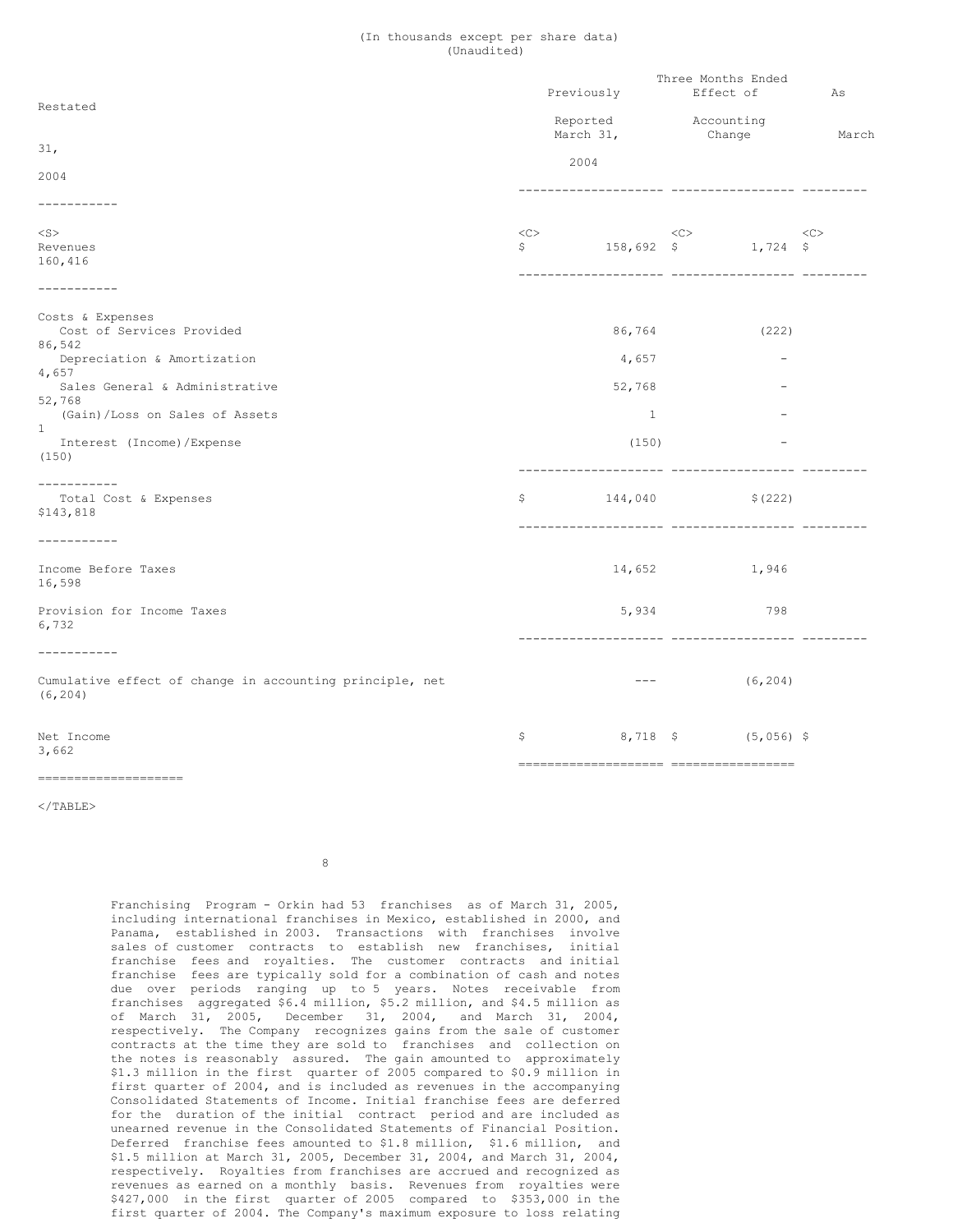(In thousands except per share data)
(Unaudited)

| | Three Months Ended | | |
|---|---|---|---|
| | Previously Reported March 31, 2004 | Effect of Accounting Change | As Restated March 31, 2004 |
| Revenues | $ 158,692 | $ 1,724 | $ 160,416 |
| Costs & Expenses | | | |
| Cost of Services Provided | 86,764 | (222) | 86,542 |
| Depreciation & Amortization | 4,657 | - | 4,657 |
| Sales General & Administrative | 52,768 | - | 52,768 |
| (Gain)/Loss on Sales of Assets | 1 | - | 1 |
| Interest (Income)/Expense | (150) | - | (150) |
| Total Cost & Expenses | $ 144,040 | $(222) | $143,818 |
| Income Before Taxes | 14,652 | 1,946 | 16,598 |
| Provision for Income Taxes | 5,934 | 798 | 6,732 |
| Cumulative effect of change in accounting principle, net | --- | (6,204) | (6,204) |
| Net Income | $ 8,718 | $ (5,056) | $ 3,662 |

Franchising Program - Orkin had 53 franchises as of March 31, 2005, including international franchises in Mexico, established in 2000, and Panama, established in 2003. Transactions with franchises involve sales of customer contracts to establish new franchises, initial franchise fees and royalties. The customer contracts and initial franchise fees are typically sold for a combination of cash and notes due over periods ranging up to 5 years. Notes receivable from franchises aggregated $6.4 million, $5.2 million, and $4.5 million as of March 31, 2005, December 31, 2004, and March 31, 2004, respectively. The Company recognizes gains from the sale of customer contracts at the time they are sold to franchises and collection on the notes is reasonably assured. The gain amounted to approximately $1.3 million in the first quarter of 2005 compared to $0.9 million in first quarter of 2004, and is included as revenues in the accompanying Consolidated Statements of Income. Initial franchise fees are deferred for the duration of the initial contract period and are included as unearned revenue in the Consolidated Statements of Financial Position. Deferred franchise fees amounted to $1.8 million, $1.6 million, and $1.5 million at March 31, 2005, December 31, 2004, and March 31, 2004, respectively. Royalties from franchises are accrued and recognized as revenues as earned on a monthly basis. Revenues from royalties were $427,000 in the first quarter of 2005 compared to $353,000 in the first quarter of 2004. The Company's maximum exposure to loss relating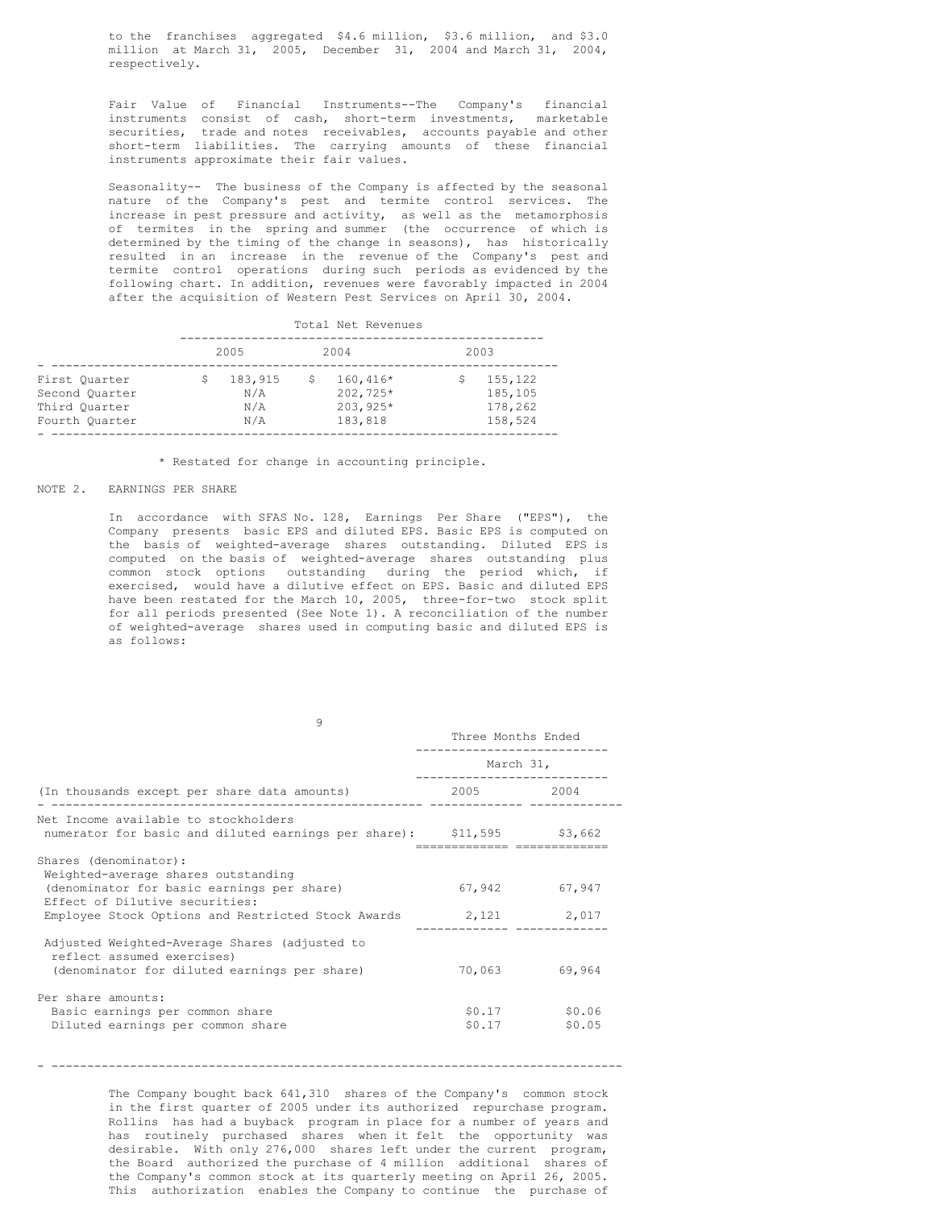to the franchises aggregated $4.6 million, $3.6 million, and $3.0 million at March 31, 2005, December 31, 2004 and March 31, 2004, respectively.

Fair Value of Financial Instruments--The Company's financial instruments consist of cash, short-term investments, marketable securities, trade and notes receivables, accounts payable and other short-term liabilities. The carrying amounts of these financial instruments approximate their fair values.

Seasonality-- The business of the Company is affected by the seasonal nature of the Company's pest and termite control services. The increase in pest pressure and activity, as well as the metamorphosis of termites in the spring and summer (the occurrence of which is determined by the timing of the change in seasons), has historically resulted in an increase in the revenue of the Company's pest and termite control operations during such periods as evidenced by the following chart. In addition, revenues were favorably impacted in 2004 after the acquisition of Western Pest Services on April 30, 2004.

| | Total Net Revenues | | |
|---|---|---|---|
| | 2005 | 2004 | 2003 |
| First Quarter | $ 183,915 | $ 160,416* | $ 155,122 |
| Second Quarter | N/A | 202,725* | 185,105 |
| Third Quarter | N/A | 203,925* | 178,262 |
| Fourth Quarter | N/A | 183,818 | 158,524 |

\* Restated for change in accounting principle.

NOTE 2. EARNINGS PER SHARE

In accordance with SFAS No. 128, Earnings Per Share ("EPS"), the Company presents basic EPS and diluted EPS. Basic EPS is computed on the basis of weighted-average shares outstanding. Diluted EPS is computed on the basis of weighted-average shares outstanding plus common stock options outstanding during the period which, if exercised, would have a dilutive effect on EPS. Basic and diluted EPS have been restated for the March 10, 2005, three-for-two stock split for all periods presented (See Note 1). A reconciliation of the number of weighted-average shares used in computing basic and diluted EPS is as follows:

| | Three Months Ended March 31, | |
|---|---|---|
| (In thousands except per share data amounts) | 2005 | 2004 |
| Net Income available to stockholders numerator for basic and diluted earnings per share): | $11,595 | $3,662 |
| Shares (denominator): | | |
| Weighted-average shares outstanding (denominator for basic earnings per share) | 67,942 | 67,947 |
| Effect of Dilutive securities: | | |
| Employee Stock Options and Restricted Stock Awards | 2,121 | 2,017 |
| Adjusted Weighted-Average Shares (adjusted to reflect assumed exercises) (denominator for diluted earnings per share) | 70,063 | 69,964 |
| Per share amounts: | | |
| Basic earnings per common share | $0.17 | $0.06 |
| Diluted earnings per common share | $0.17 | $0.05 |

The Company bought back 641,310 shares of the Company's common stock in the first quarter of 2005 under its authorized repurchase program. Rollins has had a buyback program in place for a number of years and has routinely purchased shares when it felt the opportunity was desirable. With only 276,000 shares left under the current program, the Board authorized the purchase of 4 million additional shares of the Company's common stock at its quarterly meeting on April 26, 2005. This authorization enables the Company to continue the purchase of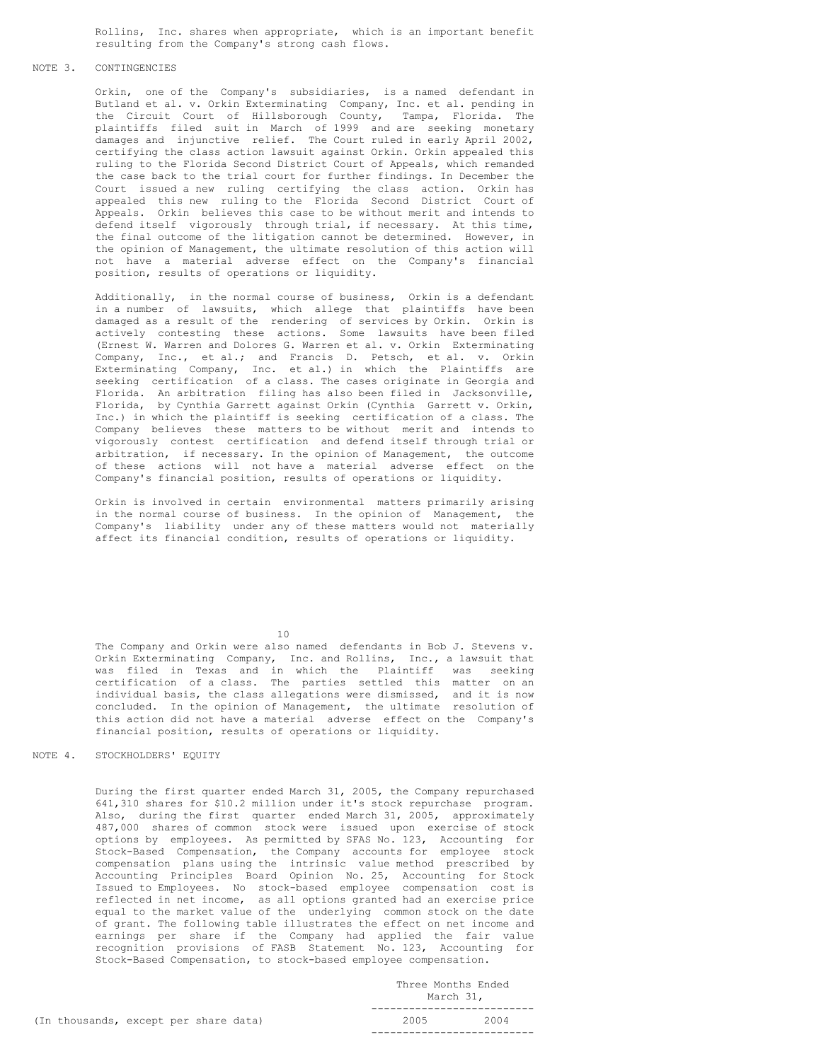Rollins, Inc. shares when appropriate, which is an important benefit resulting from the Company's strong cash flows.

## NOTE 3. CONTINGENCIES

Orkin, one of the Company's subsidiaries, is a named defendant in Butland et al. v. Orkin Exterminating Company, Inc. et al. pending in the Circuit Court of Hillsborough County, Tampa, Florida. The plaintiffs filed suit in March of 1999 and are seeking monetary damages and injunctive relief. The Court ruled in early April 2002, certifying the class action lawsuit against Orkin. Orkin appealed this ruling to the Florida Second District Court of Appeals, which remanded the case back to the trial court for further findings. In December the Court issued a new ruling certifying the class action. Orkin has appealed this new ruling to the Florida Second District Court of Appeals. Orkin believes this case to be without merit and intends to defend itself vigorously through trial, if necessary. At this time, the final outcome of the litigation cannot be determined. However, in the opinion of Management, the ultimate resolution of this action will not have a material adverse effect on the Company's financial position, results of operations or liquidity.

Additionally, in the normal course of business, Orkin is a defendant in a number of lawsuits, which allege that plaintiffs have been damaged as a result of the rendering of services by Orkin. Orkin is actively contesting these actions. Some lawsuits have been filed (Ernest W. Warren and Dolores G. Warren et al. v. Orkin Exterminating Company, Inc., et al.; and Francis D. Petsch, et al. v. Orkin Exterminating Company, Inc. et al.) in which the Plaintiffs are seeking certification of a class. The cases originate in Georgia and Florida. An arbitration filing has also been filed in Jacksonville, Florida, by Cynthia Garrett against Orkin (Cynthia Garrett v. Orkin, Inc.) in which the plaintiff is seeking certification of a class. The Company believes these matters to be without merit and intends to vigorously contest certification and defend itself through trial or arbitration, if necessary. In the opinion of Management, the outcome of these actions will not have a material adverse effect on the Company's financial position, results of operations or liquidity.

Orkin is involved in certain environmental matters primarily arising in the normal course of business. In the opinion of Management, the Company's liability under any of these matters would not materially affect its financial condition, results of operations or liquidity.

The Company and Orkin were also named defendants in Bob J. Stevens v. Orkin Exterminating Company, Inc. and Rollins, Inc., a lawsuit that was filed in Texas and in which the Plaintiff was seeking certification of a class. The parties settled this matter on an individual basis, the class allegations were dismissed, and it is now concluded. In the opinion of Management, the ultimate resolution of this action did not have a material adverse effect on the Company's financial position, results of operations or liquidity.

## NOTE 4. STOCKHOLDERS' EQUITY

During the first quarter ended March 31, 2005, the Company repurchased 641,310 shares for $10.2 million under it's stock repurchase program. Also, during the first quarter ended March 31, 2005, approximately 487,000 shares of common stock were issued upon exercise of stock options by employees. As permitted by SFAS No. 123, Accounting for Stock-Based Compensation, the Company accounts for employee stock compensation plans using the intrinsic value method prescribed by Accounting Principles Board Opinion No. 25, Accounting for Stock Issued to Employees. No stock-based employee compensation cost is reflected in net income, as all options granted had an exercise price equal to the market value of the underlying common stock on the date of grant. The following table illustrates the effect on net income and earnings per share if the Company had applied the fair value recognition provisions of FASB Statement No. 123, Accounting for Stock-Based Compensation, to stock-based employee compensation.

| | Three Months Ended March 31, | |
|---|---|---|
| (In thousands, except per share data) | 2005 | 2004 |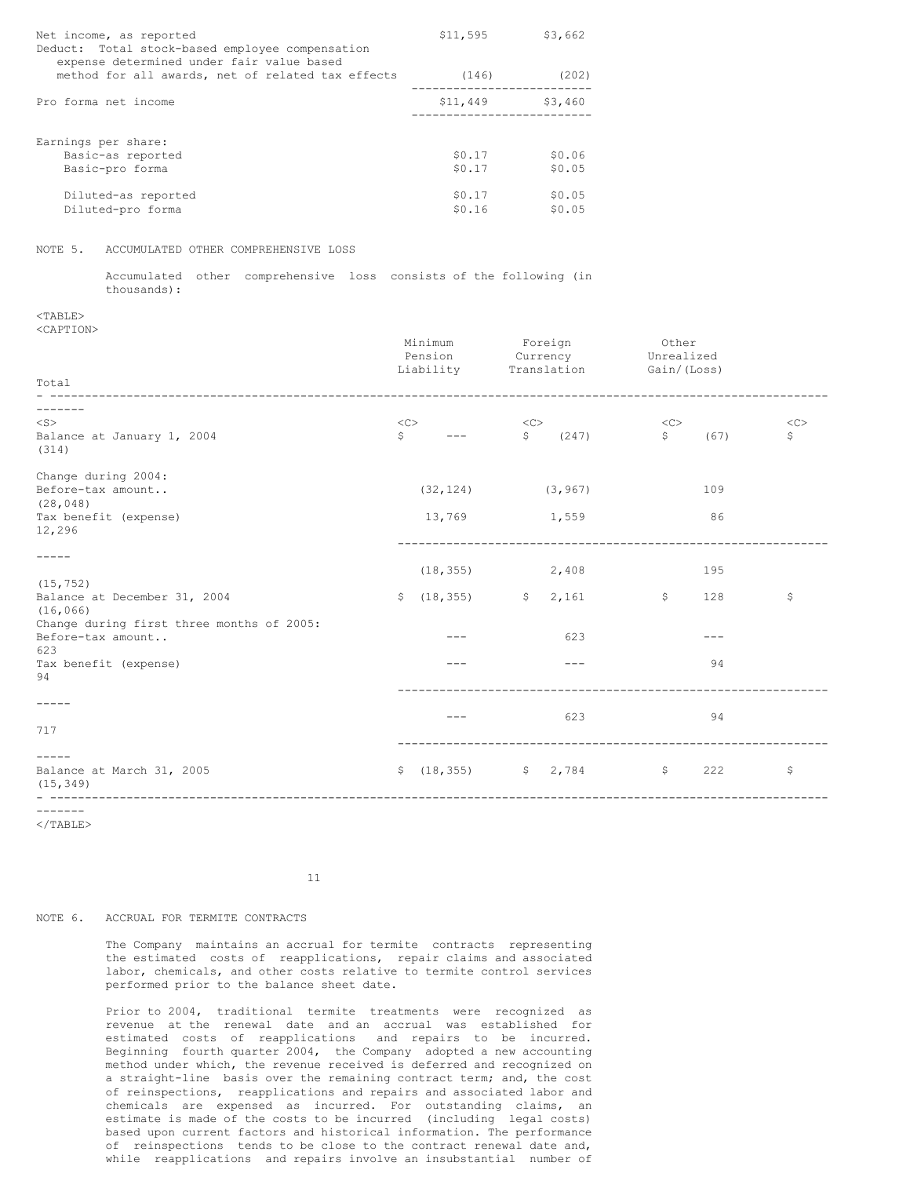| | | |
|---|---|---|
| Net income, as reported | $11,595 | $3,662 |
| Deduct: Total stock-based employee compensation expense determined under fair value based method for all awards, net of related tax effects | (146) | (202) |
| Pro forma net income | $11,449 | $3,460 |
| Earnings per share: | | |
| Basic-as reported | $0.17 | $0.06 |
| Basic-pro forma | $0.17 | $0.05 |
| Diluted-as reported | $0.17 | $0.05 |
| Diluted-pro forma | $0.16 | $0.05 |

NOTE 5. ACCUMULATED OTHER COMPREHENSIVE LOSS

Accumulated other comprehensive loss consists of the following (in thousands):

| | Minimum Pension Liability | Foreign Currency Translation | Other Unrealized Gain/(Loss) | Total |
|---|---|---|---|---|
| Balance at January 1, 2004 | $ --- | $ (247) | $ (67) | $ (314) |
| Change during 2004: | | | | |
| Before-tax amount.. | (32,124) | (3,967) | 109 | (28,048) |
| Tax benefit (expense) | 13,769 | 1,559 | 86 | 12,296 |
| | (18,355) | 2,408 | 195 | (15,752) |
| Balance at December 31, 2004 | $ (18,355) | $ 2,161 | $ 128 | $ (16,066) |
| Change during first three months of 2005: | | | | |
| Before-tax amount.. | --- | 623 | --- | 623 |
| Tax benefit (expense) | --- | --- | 94 | 94 |
| | --- | 623 | 94 | 717 |
| Balance at March 31, 2005 | $ (18,355) | $ 2,784 | $ 222 | $ (15,349) |

NOTE 6. ACCRUAL FOR TERMITE CONTRACTS

The Company maintains an accrual for termite contracts representing the estimated costs of reapplications, repair claims and associated labor, chemicals, and other costs relative to termite control services performed prior to the balance sheet date.

Prior to 2004, traditional termite treatments were recognized as revenue at the renewal date and an accrual was established for estimated costs of reapplications and repairs to be incurred. Beginning fourth quarter 2004, the Company adopted a new accounting method under which, the revenue received is deferred and recognized on a straight-line basis over the remaining contract term; and, the cost of reinspections, reapplications and repairs and associated labor and chemicals are expensed as incurred. For outstanding claims, an estimate is made of the costs to be incurred (including legal costs) based upon current factors and historical information. The performance of reinspections tends to be close to the contract renewal date and, while reapplications and repairs involve an insubstantial number of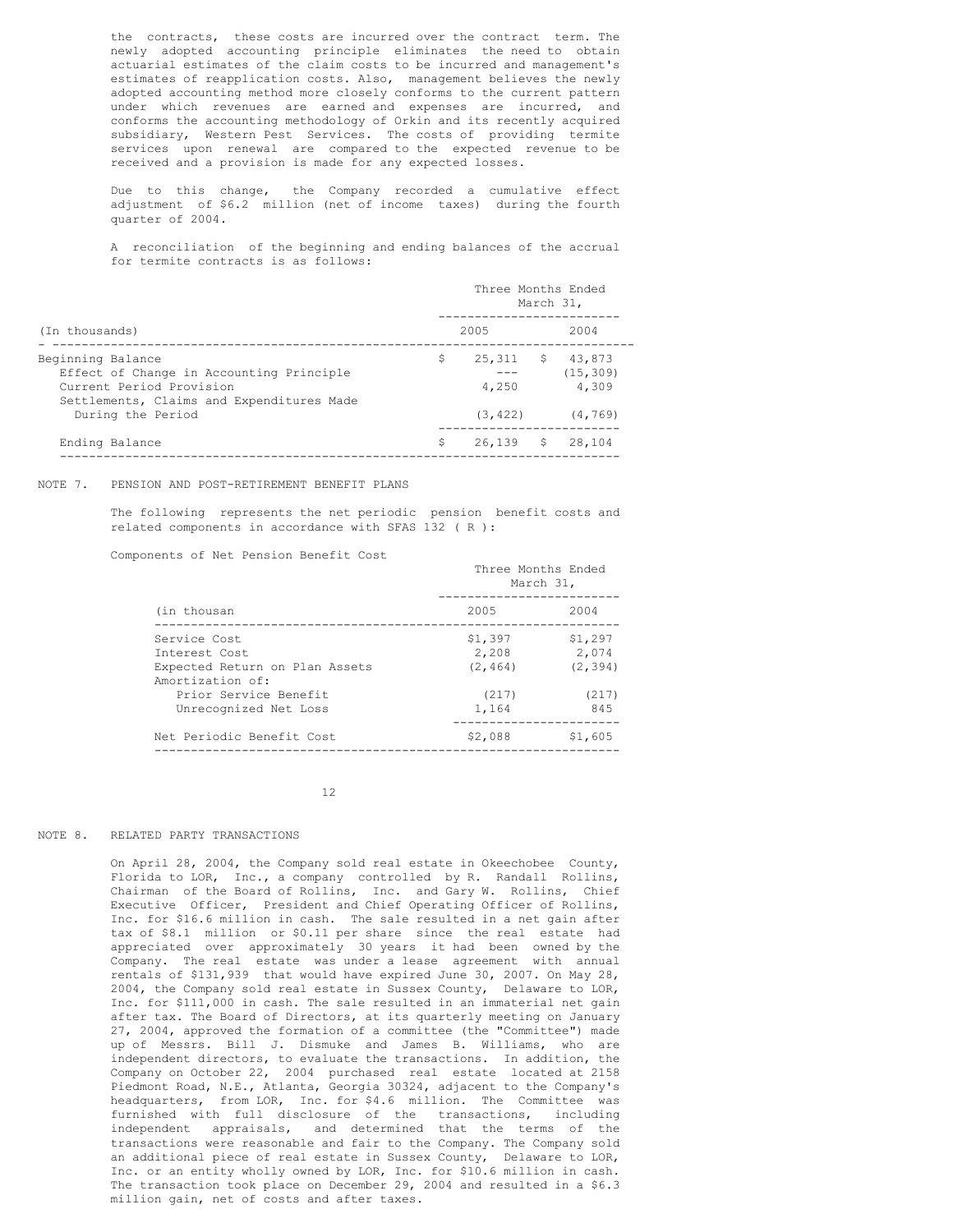the contracts, these costs are incurred over the contract term. The newly adopted accounting principle eliminates the need to obtain actuarial estimates of the claim costs to be incurred and management's estimates of reapplication costs. Also, management believes the newly adopted accounting method more closely conforms to the current pattern under which revenues are earned and expenses are incurred, and conforms the accounting methodology of Orkin and its recently acquired subsidiary, Western Pest Services. The costs of providing termite services upon renewal are compared to the expected revenue to be received and a provision is made for any expected losses.

Due to this change, the Company recorded a cumulative effect adjustment of $6.2 million (net of income taxes) during the fourth quarter of 2004.

A reconciliation of the beginning and ending balances of the accrual for termite contracts is as follows:

| (In thousands) | Three Months Ended March 31, 2005 | 2004 |
|---|---|---|
| Beginning Balance | $ 25,311 | $ 43,873 |
| Effect of Change in Accounting Principle | --- | (15,309) |
| Current Period Provision | 4,250 | 4,309 |
| Settlements, Claims and Expenditures Made During the Period | (3,422) | (4,769) |
| Ending Balance | $ 26,139 | $ 28,104 |

NOTE 7. PENSION AND POST-RETIREMENT BENEFIT PLANS

The following represents the net periodic pension benefit costs and related components in accordance with SFAS 132 ( R ):

Components of Net Pension Benefit Cost

| (in thousan | Three Months Ended March 31, 2005 | 2004 |
|---|---|---|
| Service Cost | $1,397 | $1,297 |
| Interest Cost | 2,208 | 2,074 |
| Expected Return on Plan Assets | (2,464) | (2,394) |
| Amortization of: | | |
| Prior Service Benefit | (217) | (217) |
| Unrecognized Net Loss | 1,164 | 845 |
| Net Periodic Benefit Cost | $2,088 | $1,605 |

NOTE 8. RELATED PARTY TRANSACTIONS

On April 28, 2004, the Company sold real estate in Okeechobee County, Florida to LOR, Inc., a company controlled by R. Randall Rollins, Chairman of the Board of Rollins, Inc. and Gary W. Rollins, Chief Executive Officer, President and Chief Operating Officer of Rollins, Inc. for $16.6 million in cash. The sale resulted in a net gain after tax of $8.1 million or $0.11 per share since the real estate had appreciated over approximately 30 years it had been owned by the Company. The real estate was under a lease agreement with annual rentals of $131,939 that would have expired June 30, 2007. On May 28, 2004, the Company sold real estate in Sussex County, Delaware to LOR, Inc. for $111,000 in cash. The sale resulted in an immaterial net gain after tax. The Board of Directors, at its quarterly meeting on January 27, 2004, approved the formation of a committee (the "Committee") made up of Messrs. Bill J. Dismuke and James B. Williams, who are independent directors, to evaluate the transactions. In addition, the Company on October 22, 2004 purchased real estate located at 2158 Piedmont Road, N.E., Atlanta, Georgia 30324, adjacent to the Company's headquarters, from LOR, Inc. for $4.6 million. The Committee was furnished with full disclosure of the transactions, including independent appraisals, and determined that the terms of the transactions were reasonable and fair to the Company. The Company sold an additional piece of real estate in Sussex County, Delaware to LOR, Inc. or an entity wholly owned by LOR, Inc. for $10.6 million in cash. The transaction took place on December 29, 2004 and resulted in a $6.3 million gain, net of costs and after taxes.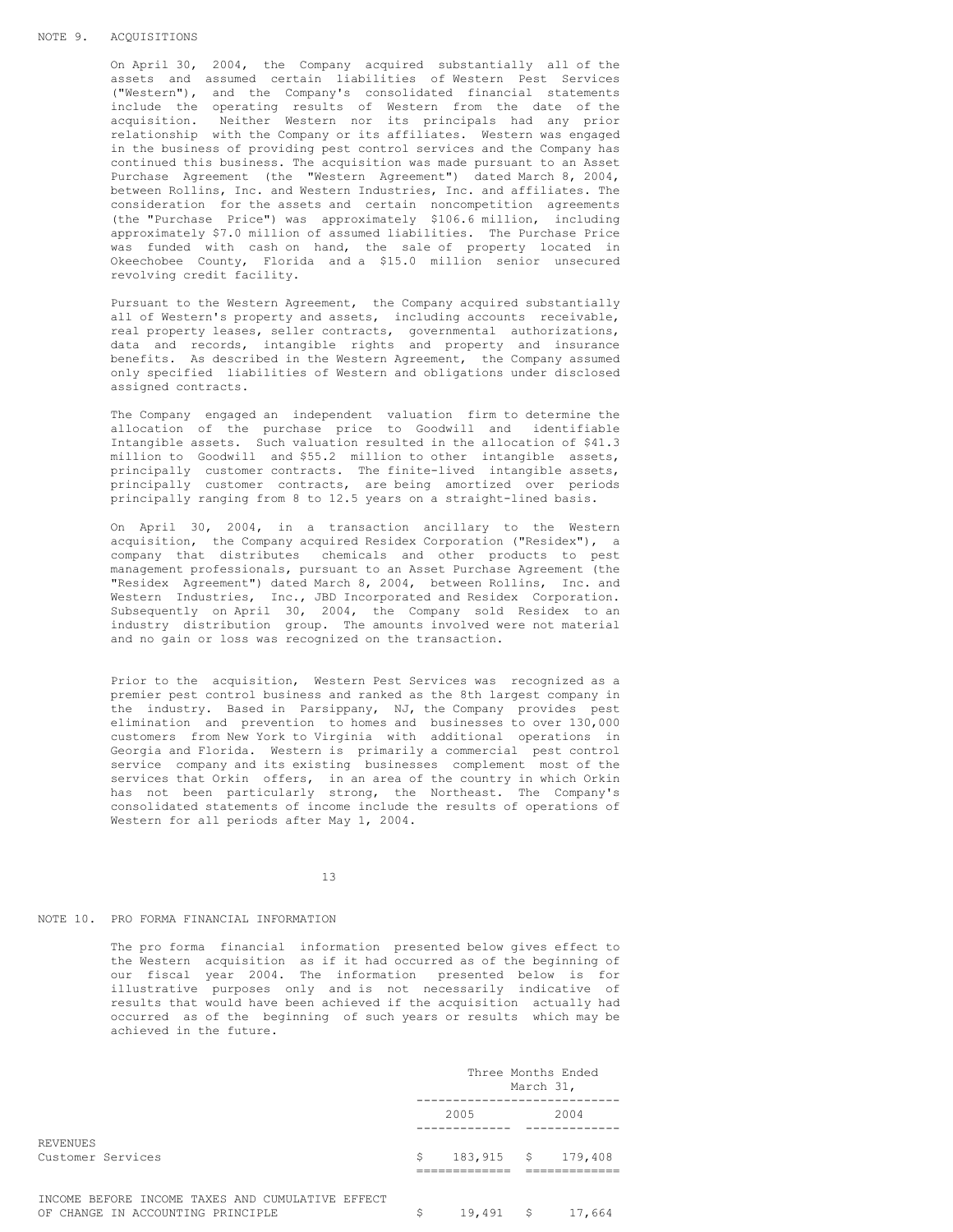## NOTE 9. ACQUISITIONS

On April 30, 2004, the Company acquired substantially all of the assets and assumed certain liabilities of Western Pest Services ("Western"), and the Company's consolidated financial statements include the operating results of Western from the date of the acquisition. Neither Western nor its principals had any prior relationship with the Company or its affiliates. Western was engaged in the business of providing pest control services and the Company has continued this business. The acquisition was made pursuant to an Asset Purchase Agreement (the "Western Agreement") dated March 8, 2004, between Rollins, Inc. and Western Industries, Inc. and affiliates. The consideration for the assets and certain noncompetition agreements (the "Purchase Price") was approximately $106.6 million, including approximately $7.0 million of assumed liabilities. The Purchase Price was funded with cash on hand, the sale of property located in Okeechobee County, Florida and a $15.0 million senior unsecured revolving credit facility.

Pursuant to the Western Agreement, the Company acquired substantially all of Western's property and assets, including accounts receivable, real property leases, seller contracts, governmental authorizations, data and records, intangible rights and property and insurance benefits. As described in the Western Agreement, the Company assumed only specified liabilities of Western and obligations under disclosed assigned contracts.

The Company engaged an independent valuation firm to determine the allocation of the purchase price to Goodwill and identifiable Intangible assets. Such valuation resulted in the allocation of $41.3 million to Goodwill and $55.2 million to other intangible assets, principally customer contracts. The finite-lived intangible assets, principally customer contracts, are being amortized over periods principally ranging from 8 to 12.5 years on a straight-lined basis.

On April 30, 2004, in a transaction ancillary to the Western acquisition, the Company acquired Residex Corporation ("Residex"), a company that distributes chemicals and other products to pest management professionals, pursuant to an Asset Purchase Agreement (the "Residex Agreement") dated March 8, 2004, between Rollins, Inc. and Western Industries, Inc., JBD Incorporated and Residex Corporation. Subsequently on April 30, 2004, the Company sold Residex to an industry distribution group. The amounts involved were not material and no gain or loss was recognized on the transaction.

Prior to the acquisition, Western Pest Services was recognized as a premier pest control business and ranked as the 8th largest company in the industry. Based in Parsippany, NJ, the Company provides pest elimination and prevention to homes and businesses to over 130,000 customers from New York to Virginia with additional operations in Georgia and Florida. Western is primarily a commercial pest control service company and its existing businesses complement most of the services that Orkin offers, in an area of the country in which Orkin has not been particularly strong, the Northeast. The Company's consolidated statements of income include the results of operations of Western for all periods after May 1, 2004.

## NOTE 10. PRO FORMA FINANCIAL INFORMATION

The pro forma financial information presented below gives effect to the Western acquisition as if it had occurred as of the beginning of our fiscal year 2004. The information presented below is for illustrative purposes only and is not necessarily indicative of results that would have been achieved if the acquisition actually had occurred as of the beginning of such years or results which may be achieved in the future.

| | Three Months Ended March 31, | |
|---|---|---|
| | 2005 | 2004 |
| REVENUES | | |
| Customer Services | $ 183,915 | $ 179,408 |
| INCOME BEFORE INCOME TAXES AND CUMULATIVE EFFECT OF CHANGE IN ACCOUNTING PRINCIPLE | $ 19,491 | $ 17,664 |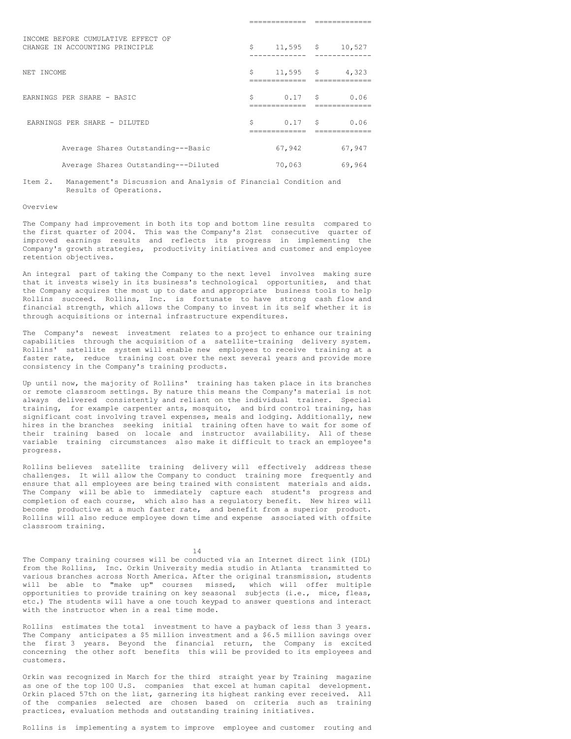| | | |
|---|---|---|
| INCOME BEFORE CUMULATIVE EFFECT OF CHANGE IN ACCOUNTING PRINCIPLE | $ 11,595 | $ 10,527 |
| NET INCOME | $ 11,595 | $ 4,323 |
| EARNINGS PER SHARE - BASIC | $ 0.17 | $ 0.06 |
| EARNINGS PER SHARE - DILUTED | $ 0.17 | $ 0.06 |
| Average Shares Outstanding---Basic | 67,942 | 67,947 |
| Average Shares Outstanding---Diluted | 70,063 | 69,964 |

Item 2. Management's Discussion and Analysis of Financial Condition and Results of Operations.

Overview

The Company had improvement in both its top and bottom line results compared to the first quarter of 2004. This was the Company's 21st consecutive quarter of improved earnings results and reflects its progress in implementing the Company's growth strategies, productivity initiatives and customer and employee retention objectives.

An integral part of taking the Company to the next level involves making sure that it invests wisely in its business's technological opportunities, and that the Company acquires the most up to date and appropriate business tools to help Rollins succeed. Rollins, Inc. is fortunate to have strong cash flow and financial strength, which allows the Company to invest in its self whether it is through acquisitions or internal infrastructure expenditures.

The Company's newest investment relates to a project to enhance our training capabilities through the acquisition of a satellite-training delivery system. Rollins' satellite system will enable new employees to receive training at a faster rate, reduce training cost over the next several years and provide more consistency in the Company's training products.

Up until now, the majority of Rollins' training has taken place in its branches or remote classroom settings. By nature this means the Company's material is not always delivered consistently and reliant on the individual trainer. Special training, for example carpenter ants, mosquito, and bird control training, has significant cost involving travel expenses, meals and lodging. Additionally, new hires in the branches seeking initial training often have to wait for some of their training based on locale and instructor availability. All of these variable training circumstances also make it difficult to track an employee's progress.

Rollins believes satellite training delivery will effectively address these challenges. It will allow the Company to conduct training more frequently and ensure that all employees are being trained with consistent materials and aids. The Company will be able to immediately capture each student's progress and completion of each course, which also has a regulatory benefit. New hires will become productive at a much faster rate, and benefit from a superior product. Rollins will also reduce employee down time and expense associated with offsite classroom training.

The Company training courses will be conducted via an Internet direct link (IDL) from the Rollins, Inc. Orkin University media studio in Atlanta transmitted to various branches across North America. After the original transmission, students will be able to "make up" courses missed, which will offer multiple opportunities to provide training on key seasonal subjects (i.e., mice, fleas, etc.) The students will have a one touch keypad to answer questions and interact with the instructor when in a real time mode.

Rollins estimates the total investment to have a payback of less than 3 years. The Company anticipates a $5 million investment and a $6.5 million savings over the first 3 years. Beyond the financial return, the Company is excited concerning the other soft benefits this will be provided to its employees and customers.

Orkin was recognized in March for the third straight year by Training magazine as one of the top 100 U.S. companies that excel at human capital development. Orkin placed 57th on the list, garnering its highest ranking ever received. All of the companies selected are chosen based on criteria such as training practices, evaluation methods and outstanding training initiatives.

Rollins is implementing a system to improve employee and customer routing and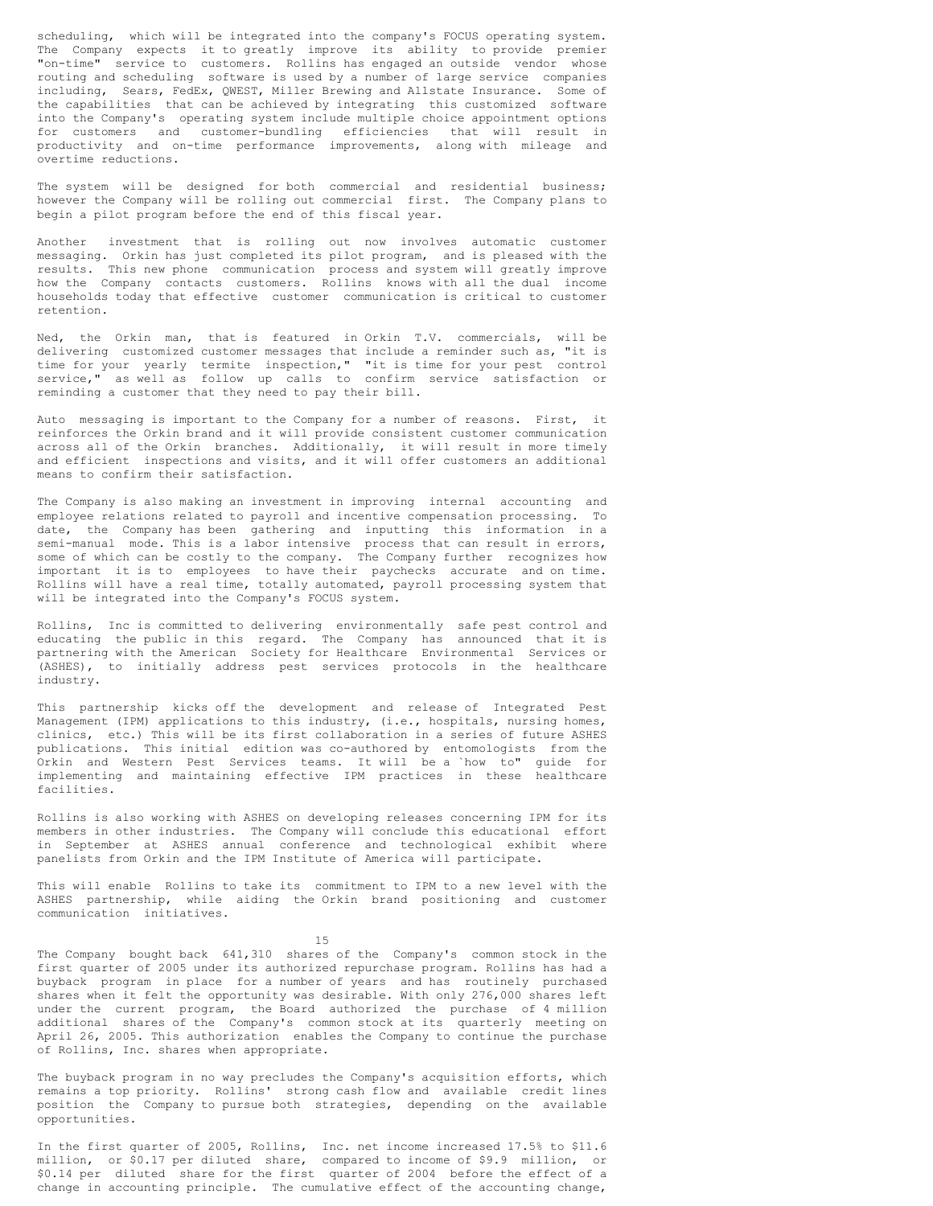scheduling, which will be integrated into the company's FOCUS operating system. The Company expects it to greatly improve its ability to provide premier "on-time" service to customers. Rollins has engaged an outside vendor whose routing and scheduling software is used by a number of large service companies including, Sears, FedEx, QWEST, Miller Brewing and Allstate Insurance. Some of the capabilities that can be achieved by integrating this customized software into the Company's operating system include multiple choice appointment options for customers and customer-bundling efficiencies that will result in productivity and on-time performance improvements, along with mileage and overtime reductions.

The system will be designed for both commercial and residential business; however the Company will be rolling out commercial first. The Company plans to begin a pilot program before the end of this fiscal year.

Another investment that is rolling out now involves automatic customer messaging. Orkin has just completed its pilot program, and is pleased with the results. This new phone communication process and system will greatly improve how the Company contacts customers. Rollins knows with all the dual income households today that effective customer communication is critical to customer retention.

Ned, the Orkin man, that is featured in Orkin T.V. commercials, will be delivering customized customer messages that include a reminder such as, "it is time for your yearly termite inspection," "it is time for your pest control service," as well as follow up calls to confirm service satisfaction or reminding a customer that they need to pay their bill.

Auto messaging is important to the Company for a number of reasons. First, it reinforces the Orkin brand and it will provide consistent customer communication across all of the Orkin branches. Additionally, it will result in more timely and efficient inspections and visits, and it will offer customers an additional means to confirm their satisfaction.

The Company is also making an investment in improving internal accounting and employee relations related to payroll and incentive compensation processing. To date, the Company has been gathering and inputting this information in a semi-manual mode. This is a labor intensive process that can result in errors, some of which can be costly to the company. The Company further recognizes how important it is to employees to have their paychecks accurate and on time. Rollins will have a real time, totally automated, payroll processing system that will be integrated into the Company's FOCUS system.

Rollins, Inc is committed to delivering environmentally safe pest control and educating the public in this regard. The Company has announced that it is partnering with the American Society for Healthcare Environmental Services or (ASHES), to initially address pest services protocols in the healthcare industry.

This partnership kicks off the development and release of Integrated Pest Management (IPM) applications to this industry, (i.e., hospitals, nursing homes, clinics, etc.) This will be its first collaboration in a series of future ASHES publications. This initial edition was co-authored by entomologists from the Orkin and Western Pest Services teams. It will be a `how to" guide for implementing and maintaining effective IPM practices in these healthcare facilities.

Rollins is also working with ASHES on developing releases concerning IPM for its members in other industries. The Company will conclude this educational effort in September at ASHES annual conference and technological exhibit where panelists from Orkin and the IPM Institute of America will participate.

This will enable Rollins to take its commitment to IPM to a new level with the ASHES partnership, while aiding the Orkin brand positioning and customer communication initiatives.

The Company bought back 641,310 shares of the Company's common stock in the first quarter of 2005 under its authorized repurchase program. Rollins has had a buyback program in place for a number of years and has routinely purchased shares when it felt the opportunity was desirable. With only 276,000 shares left under the current program, the Board authorized the purchase of 4 million additional shares of the Company's common stock at its quarterly meeting on April 26, 2005. This authorization enables the Company to continue the purchase of Rollins, Inc. shares when appropriate.

The buyback program in no way precludes the Company's acquisition efforts, which remains a top priority. Rollins' strong cash flow and available credit lines position the Company to pursue both strategies, depending on the available opportunities.

In the first quarter of 2005, Rollins, Inc. net income increased 17.5% to $11.6 million, or $0.17 per diluted share, compared to income of $9.9 million, or $0.14 per diluted share for the first quarter of 2004 before the effect of a change in accounting principle. The cumulative effect of the accounting change,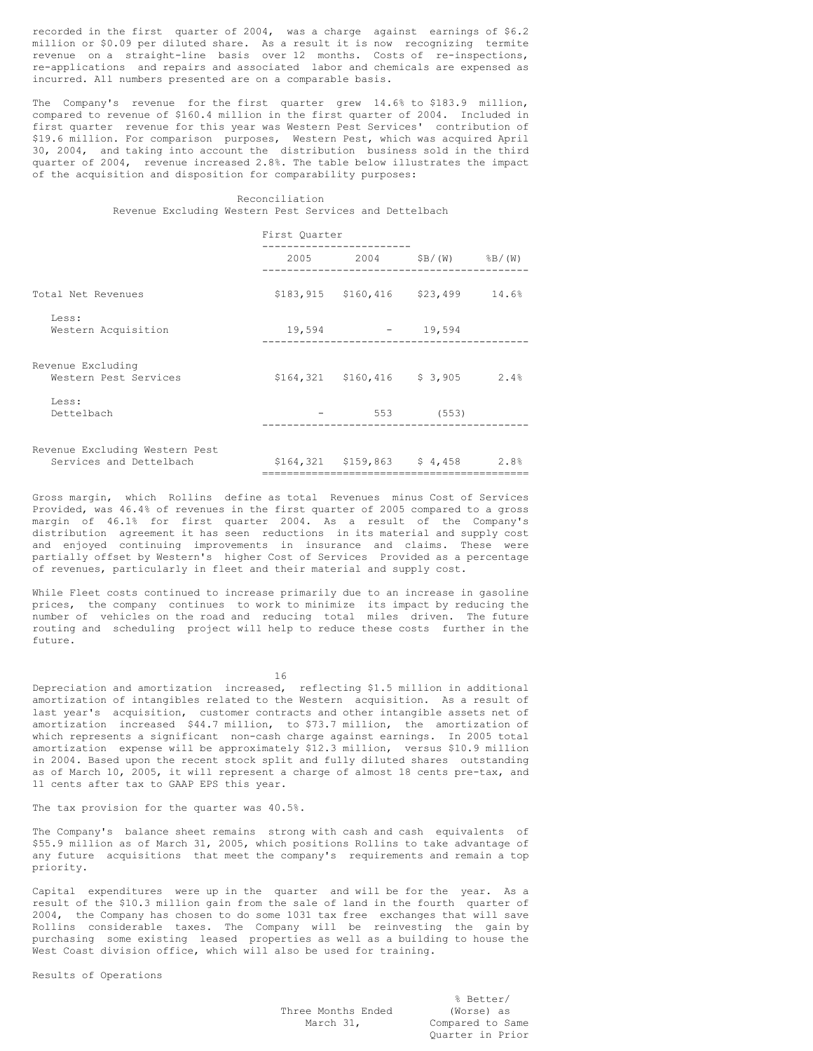recorded in the first quarter of 2004, was a charge against earnings of $6.2 million or $0.09 per diluted share. As a result it is now recognizing termite revenue on a straight-line basis over 12 months. Costs of re-inspections, re-applications and repairs and associated labor and chemicals are expensed as incurred. All numbers presented are on a comparable basis.

The Company's revenue for the first quarter grew 14.6% to $183.9 million, compared to revenue of $160.4 million in the first quarter of 2004. Included in first quarter revenue for this year was Western Pest Services' contribution of $19.6 million. For comparison purposes, Western Pest, which was acquired April 30, 2004, and taking into account the distribution business sold in the third quarter of 2004, revenue increased 2.8%. The table below illustrates the impact of the acquisition and disposition for comparability purposes:

Reconciliation
Revenue Excluding Western Pest Services and Dettelbach

| | First Quarter | | | |
|---|---|---|---|---|
| | 2005 | 2004 | $B/(W) | %B/(W) |
| Total Net Revenues | $183,915 | $160,416 | $23,499 | 14.6% |
| Less: Western Acquisition | 19,594 | - | 19,594 | |
| Revenue Excluding Western Pest Services | $164,321 | $160,416 | $ 3,905 | 2.4% |
| Less: Dettelbach | - | 553 | (553) | |
| Revenue Excluding Western Pest Services and Dettelbach | $164,321 | $159,863 | $ 4,458 | 2.8% |

Gross margin, which Rollins define as total Revenues minus Cost of Services Provided, was 46.4% of revenues in the first quarter of 2005 compared to a gross margin of 46.1% for first quarter 2004. As a result of the Company's distribution agreement it has seen reductions in its material and supply cost and enjoyed continuing improvements in insurance and claims. These were partially offset by Western's higher Cost of Services Provided as a percentage of revenues, particularly in fleet and their material and supply cost.

While Fleet costs continued to increase primarily due to an increase in gasoline prices, the company continues to work to minimize its impact by reducing the number of vehicles on the road and reducing total miles driven. The future routing and scheduling project will help to reduce these costs further in the future.

Depreciation and amortization increased, reflecting $1.5 million in additional amortization of intangibles related to the Western acquisition. As a result of last year's acquisition, customer contracts and other intangible assets net of amortization increased $44.7 million, to $73.7 million, the amortization of which represents a significant non-cash charge against earnings. In 2005 total amortization expense will be approximately $12.3 million, versus $10.9 million in 2004. Based upon the recent stock split and fully diluted shares outstanding as of March 10, 2005, it will represent a charge of almost 18 cents pre-tax, and 11 cents after tax to GAAP EPS this year.

The tax provision for the quarter was 40.5%.

The Company's balance sheet remains strong with cash and cash equivalents of $55.9 million as of March 31, 2005, which positions Rollins to take advantage of any future acquisitions that meet the company's requirements and remain a top priority.

Capital expenditures were up in the quarter and will be for the year. As a result of the $10.3 million gain from the sale of land in the fourth quarter of 2004, the Company has chosen to do some 1031 tax free exchanges that will save Rollins considerable taxes. The Company will be reinvesting the gain by purchasing some existing leased properties as well as a building to house the West Coast division office, which will also be used for training.

Results of Operations

| | Three Months Ended March 31, | % Better/ (Worse) as Compared to Same Quarter in Prior |
|---|---|---|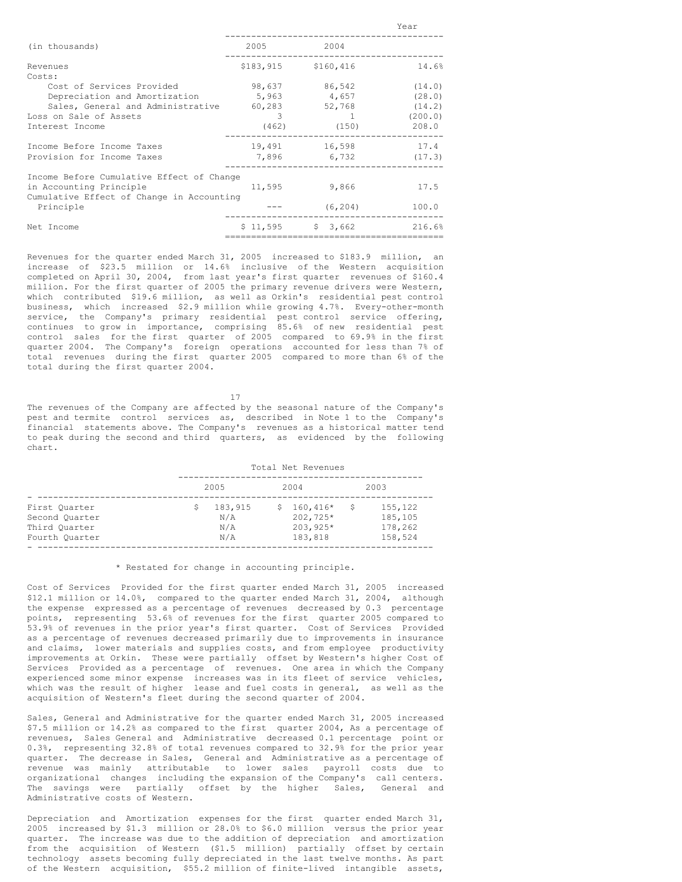| (in thousands) | 2005 | 2004 | Year |
|---|---|---|---|
| Revenues | $183,915 | $160,416 | 14.6% |
| Costs: | | | |
| Cost of Services Provided | 98,637 | 86,542 | (14.0) |
| Depreciation and Amortization | 5,963 | 4,657 | (28.0) |
| Sales, General and Administrative | 60,283 | 52,768 | (14.2) |
| Loss on Sale of Assets | 3 | 1 | (200.0) |
| Interest Income | (462) | (150) | 208.0 |
| Income Before Income Taxes | 19,491 | 16,598 | 17.4 |
| Provision for Income Taxes | 7,896 | 6,732 | (17.3) |
| Income Before Cumulative Effect of Change in Accounting Principle | 11,595 | 9,866 | 17.5 |
| Cumulative Effect of Change in Accounting Principle | --- | (6,204) | 100.0 |
| Net Income | $ 11,595 | $ 3,662 | 216.6% |

Revenues for the quarter ended March 31, 2005 increased to $183.9 million, an increase of $23.5 million or 14.6% inclusive of the Western acquisition completed on April 30, 2004, from last year's first quarter revenues of $160.4 million. For the first quarter of 2005 the primary revenue drivers were Western, which contributed $19.6 million, as well as Orkin's residential pest control business, which increased $2.9 million while growing 4.7%. Every-other-month service, the Company's primary residential pest control service offering, continues to grow in importance, comprising 85.6% of new residential pest control sales for the first quarter of 2005 compared to 69.9% in the first quarter 2004. The Company's foreign operations accounted for less than 7% of total revenues during the first quarter 2005 compared to more than 6% of the total during the first quarter 2004.

The revenues of the Company are affected by the seasonal nature of the Company's pest and termite control services as, described in Note 1 to the Company's financial statements above. The Company's revenues as a historical matter tend to peak during the second and third quarters, as evidenced by the following chart.

| | Total Net Revenues | | |
|---|---|---|---|
| | 2005 | 2004 | 2003 |
| First Quarter | $ 183,915 | $ 160,416* | $ 155,122 |
| Second Quarter | N/A | 202,725* | 185,105 |
| Third Quarter | N/A | 203,925* | 178,262 |
| Fourth Quarter | N/A | 183,818 | 158,524 |

\* Restated for change in accounting principle.

Cost of Services Provided for the first quarter ended March 31, 2005 increased $12.1 million or 14.0%, compared to the quarter ended March 31, 2004, although the expense expressed as a percentage of revenues decreased by 0.3 percentage points, representing 53.6% of revenues for the first quarter 2005 compared to 53.9% of revenues in the prior year's first quarter. Cost of Services Provided as a percentage of revenues decreased primarily due to improvements in insurance and claims, lower materials and supplies costs, and from employee productivity improvements at Orkin. These were partially offset by Western's higher Cost of Services Provided as a percentage of revenues. One area in which the Company experienced some minor expense increases was in its fleet of service vehicles, which was the result of higher lease and fuel costs in general, as well as the acquisition of Western's fleet during the second quarter of 2004.

Sales, General and Administrative for the quarter ended March 31, 2005 increased $7.5 million or 14.2% as compared to the first quarter 2004, As a percentage of revenues, Sales General and Administrative decreased 0.1 percentage point or 0.3%, representing 32.8% of total revenues compared to 32.9% for the prior year quarter. The decrease in Sales, General and Administrative as a percentage of revenue was mainly attributable to lower sales payroll costs due to organizational changes including the expansion of the Company's call centers. The savings were partially offset by the higher Sales, General and Administrative costs of Western.

Depreciation and Amortization expenses for the first quarter ended March 31, 2005 increased by $1.3 million or 28.0% to $6.0 million versus the prior year quarter. The increase was due to the addition of depreciation and amortization from the acquisition of Western ($1.5 million) partially offset by certain technology assets becoming fully depreciated in the last twelve months. As part of the Western acquisition, $55.2 million of finite-lived intangible assets,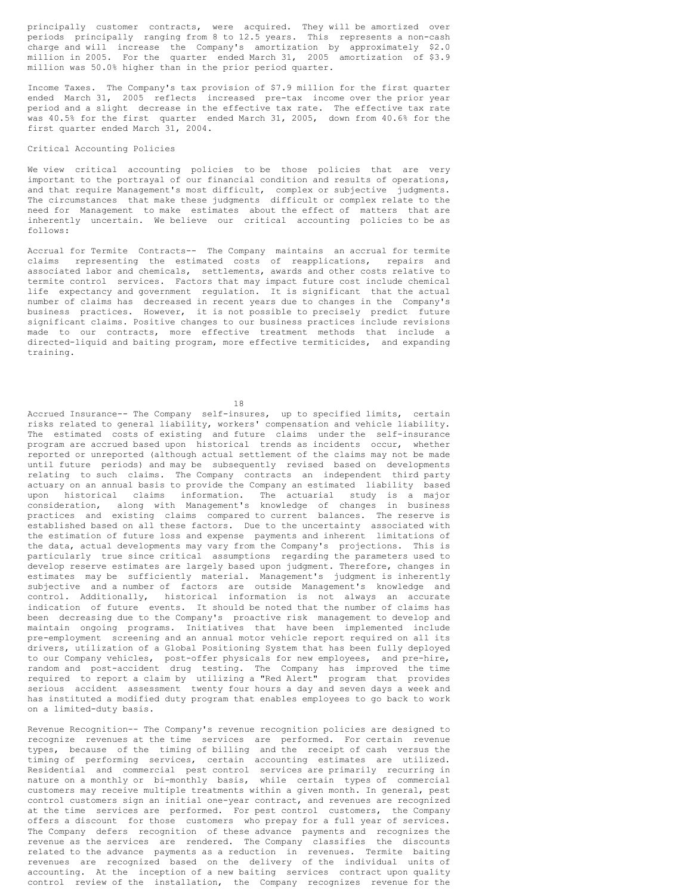principally customer contracts, were acquired. They will be amortized over periods principally ranging from 8 to 12.5 years. This represents a non-cash charge and will increase the Company's amortization by approximately $2.0 million in 2005. For the quarter ended March 31, 2005 amortization of $3.9 million was 50.0% higher than in the prior period quarter.

Income Taxes. The Company's tax provision of $7.9 million for the first quarter ended March 31, 2005 reflects increased pre-tax income over the prior year period and a slight decrease in the effective tax rate. The effective tax rate was 40.5% for the first quarter ended March 31, 2005, down from 40.6% for the first quarter ended March 31, 2004.

Critical Accounting Policies

We view critical accounting policies to be those policies that are very important to the portrayal of our financial condition and results of operations, and that require Management's most difficult, complex or subjective judgments. The circumstances that make these judgments difficult or complex relate to the need for Management to make estimates about the effect of matters that are inherently uncertain. We believe our critical accounting policies to be as follows:

Accrual for Termite Contracts-- The Company maintains an accrual for termite claims representing the estimated costs of reapplications, repairs and associated labor and chemicals, settlements, awards and other costs relative to termite control services. Factors that may impact future cost include chemical life expectancy and government regulation. It is significant that the actual number of claims has decreased in recent years due to changes in the Company's business practices. However, it is not possible to precisely predict future significant claims. Positive changes to our business practices include revisions made to our contracts, more effective treatment methods that include a directed-liquid and baiting program, more effective termiticides, and expanding training.

Accrued Insurance-- The Company self-insures, up to specified limits, certain risks related to general liability, workers' compensation and vehicle liability. The estimated costs of existing and future claims under the self-insurance program are accrued based upon historical trends as incidents occur, whether reported or unreported (although actual settlement of the claims may not be made until future periods) and may be subsequently revised based on developments relating to such claims. The Company contracts an independent third party actuary on an annual basis to provide the Company an estimated liability based upon historical claims information. The actuarial study is a major consideration, along with Management's knowledge of changes in business practices and existing claims compared to current balances. The reserve is established based on all these factors. Due to the uncertainty associated with the estimation of future loss and expense payments and inherent limitations of the data, actual developments may vary from the Company's projections. This is particularly true since critical assumptions regarding the parameters used to develop reserve estimates are largely based upon judgment. Therefore, changes in estimates may be sufficiently material. Management's judgment is inherently subjective and a number of factors are outside Management's knowledge and control. Additionally, historical information is not always an accurate indication of future events. It should be noted that the number of claims has been decreasing due to the Company's proactive risk management to develop and maintain ongoing programs. Initiatives that have been implemented include pre-employment screening and an annual motor vehicle report required on all its drivers, utilization of a Global Positioning System that has been fully deployed to our Company vehicles, post-offer physicals for new employees, and pre-hire, random and post-accident drug testing. The Company has improved the time required to report a claim by utilizing a "Red Alert" program that provides serious accident assessment twenty four hours a day and seven days a week and has instituted a modified duty program that enables employees to go back to work on a limited-duty basis.

Revenue Recognition-- The Company's revenue recognition policies are designed to recognize revenues at the time services are performed. For certain revenue types, because of the timing of billing and the receipt of cash versus the timing of performing services, certain accounting estimates are utilized. Residential and commercial pest control services are primarily recurring in nature on a monthly or bi-monthly basis, while certain types of commercial customers may receive multiple treatments within a given month. In general, pest control customers sign an initial one-year contract, and revenues are recognized at the time services are performed. For pest control customers, the Company offers a discount for those customers who prepay for a full year of services. The Company defers recognition of these advance payments and recognizes the revenue as the services are rendered. The Company classifies the discounts related to the advance payments as a reduction in revenues. Termite baiting revenues are recognized based on the delivery of the individual units of accounting. At the inception of a new baiting services contract upon quality control review of the installation, the Company recognizes revenue for the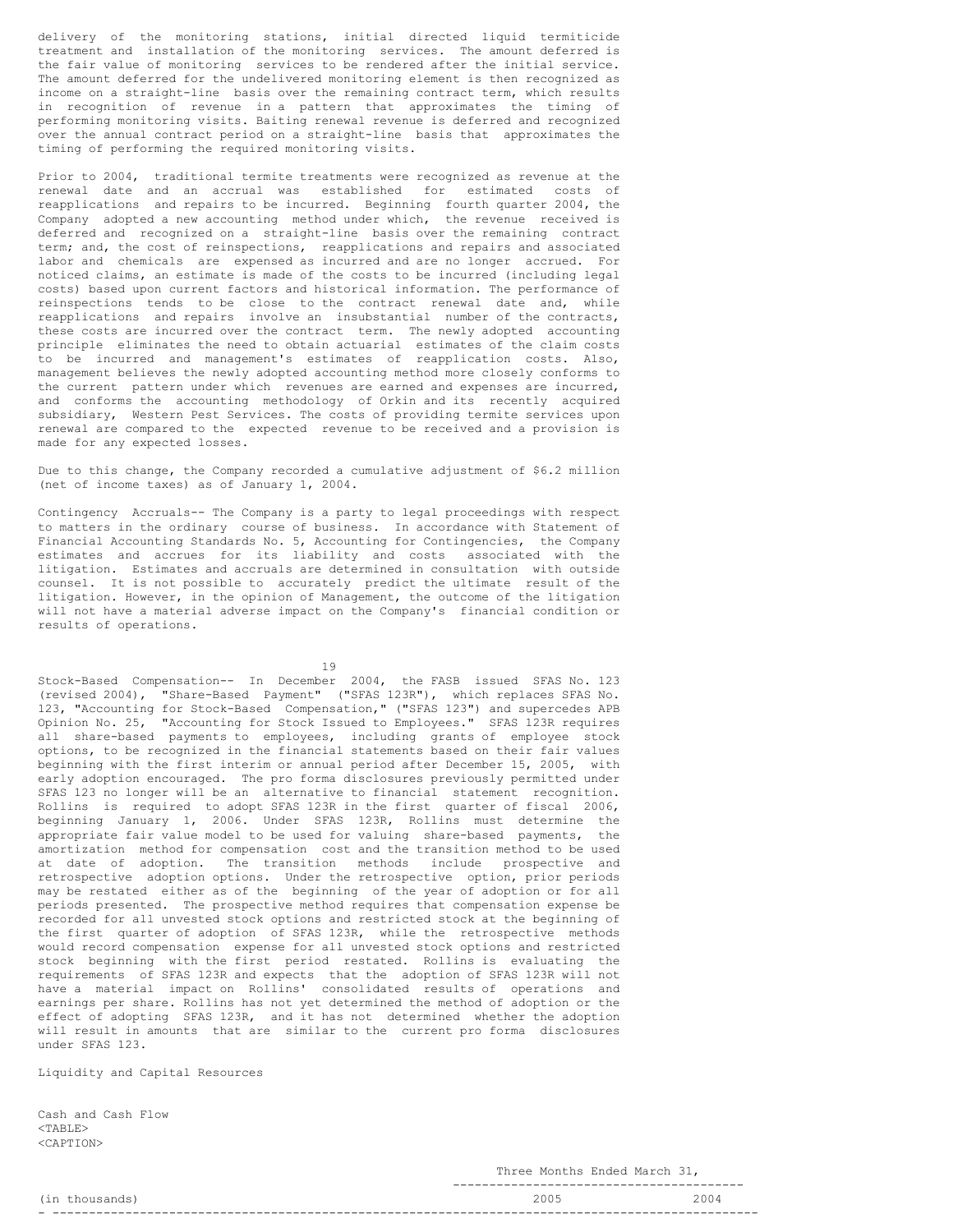delivery of the monitoring stations, initial directed liquid termiticide treatment and installation of the monitoring services. The amount deferred is the fair value of monitoring services to be rendered after the initial service. The amount deferred for the undelivered monitoring element is then recognized as income on a straight-line basis over the remaining contract term, which results in recognition of revenue in a pattern that approximates the timing of performing monitoring visits. Baiting renewal revenue is deferred and recognized over the annual contract period on a straight-line basis that approximates the timing of performing the required monitoring visits.

Prior to 2004, traditional termite treatments were recognized as revenue at the renewal date and an accrual was established for estimated costs of reapplications and repairs to be incurred. Beginning fourth quarter 2004, the Company adopted a new accounting method under which, the revenue received is deferred and recognized on a straight-line basis over the remaining contract term; and, the cost of reinspections, reapplications and repairs and associated labor and chemicals are expensed as incurred and are no longer accrued. For noticed claims, an estimate is made of the costs to be incurred (including legal costs) based upon current factors and historical information. The performance of reinspections tends to be close to the contract renewal date and, while reapplications and repairs involve an insubstantial number of the contracts, these costs are incurred over the contract term. The newly adopted accounting principle eliminates the need to obtain actuarial estimates of the claim costs to be incurred and management's estimates of reapplication costs. Also, management believes the newly adopted accounting method more closely conforms to the current pattern under which revenues are earned and expenses are incurred, and conforms the accounting methodology of Orkin and its recently acquired subsidiary, Western Pest Services. The costs of providing termite services upon renewal are compared to the expected revenue to be received and a provision is made for any expected losses.

Due to this change, the Company recorded a cumulative adjustment of $6.2 million (net of income taxes) as of January 1, 2004.

Contingency Accruals-- The Company is a party to legal proceedings with respect to matters in the ordinary course of business. In accordance with Statement of Financial Accounting Standards No. 5, Accounting for Contingencies, the Company estimates and accrues for its liability and costs associated with the litigation. Estimates and accruals are determined in consultation with outside counsel. It is not possible to accurately predict the ultimate result of the litigation. However, in the opinion of Management, the outcome of the litigation will not have a material adverse impact on the Company's financial condition or results of operations.

Stock-Based Compensation-- In December 2004, the FASB issued SFAS No. 123 (revised 2004), "Share-Based Payment" ("SFAS 123R"), which replaces SFAS No. 123, "Accounting for Stock-Based Compensation," ("SFAS 123") and supercedes APB Opinion No. 25, "Accounting for Stock Issued to Employees." SFAS 123R requires all share-based payments to employees, including grants of employee stock options, to be recognized in the financial statements based on their fair values beginning with the first interim or annual period after December 15, 2005, with early adoption encouraged. The pro forma disclosures previously permitted under SFAS 123 no longer will be an alternative to financial statement recognition. Rollins is required to adopt SFAS 123R in the first quarter of fiscal 2006, beginning January 1, 2006. Under SFAS 123R, Rollins must determine the appropriate fair value model to be used for valuing share-based payments, the amortization method for compensation cost and the transition method to be used at date of adoption. The transition methods include prospective and retrospective adoption options. Under the retrospective option, prior periods may be restated either as of the beginning of the year of adoption or for all periods presented. The prospective method requires that compensation expense be recorded for all unvested stock options and restricted stock at the beginning of the first quarter of adoption of SFAS 123R, while the retrospective methods would record compensation expense for all unvested stock options and restricted stock beginning with the first period restated. Rollins is evaluating the requirements of SFAS 123R and expects that the adoption of SFAS 123R will not have a material impact on Rollins' consolidated results of operations and earnings per share. Rollins has not yet determined the method of adoption or the effect of adopting SFAS 123R, and it has not determined whether the adoption will result in amounts that are similar to the current pro forma disclosures under SFAS 123.

## Liquidity and Capital Resources

### Cash and Cash Flow

| | Three Months Ended March 31, | |
|---|---|---|
| (in thousands) | 2005 | 2004 |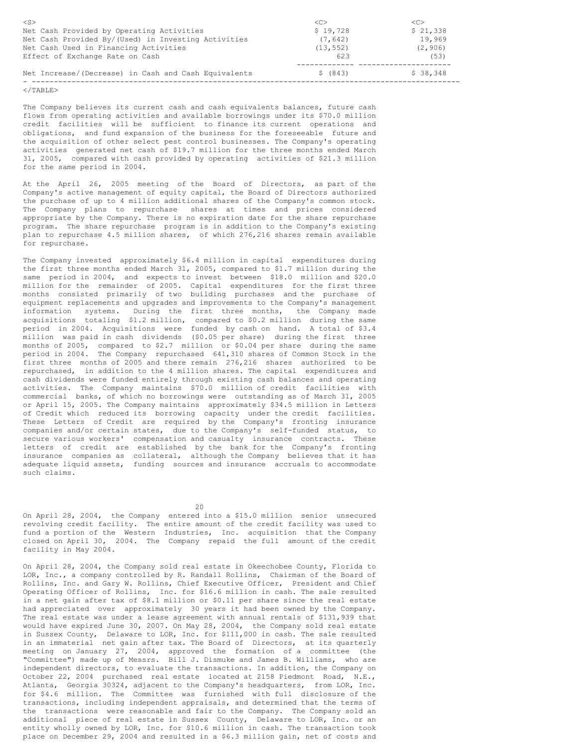| | | |
|---|---|---|
| Net Cash Provided by Operating Activities | $ 19,728 | $ 21,338 |
| Net Cash Provided By/(Used) in Investing Activities | (7,642) | 19,969 |
| Net Cash Used in Financing Activities | (13,552) | (2,906) |
| Effect of Exchange Rate on Cash | 623 | (53) |
| Net Increase/(Decrease) in Cash and Cash Equivalents | $ (843) | $ 38,348 |

The Company believes its current cash and cash equivalents balances, future cash flows from operating activities and available borrowings under its $70.0 million credit facilities will be sufficient to finance its current operations and obligations, and fund expansion of the business for the foreseeable future and the acquisition of other select pest control businesses. The Company's operating activities generated net cash of $19.7 million for the three months ended March 31, 2005, compared with cash provided by operating activities of $21.3 million for the same period in 2004.

At the April 26, 2005 meeting of the Board of Directors, as part of the Company's active management of equity capital, the Board of Directors authorized the purchase of up to 4 million additional shares of the Company's common stock. The Company plans to repurchase shares at times and prices considered appropriate by the Company. There is no expiration date for the share repurchase program. The share repurchase program is in addition to the Company's existing plan to repurchase 4.5 million shares, of which 276,216 shares remain available for repurchase.

The Company invested approximately $6.4 million in capital expenditures during the first three months ended March 31, 2005, compared to $1.7 million during the same period in 2004, and expects to invest between $18.0 million and $20.0 million for the remainder of 2005. Capital expenditures for the first three months consisted primarily of two building purchases and the purchase of equipment replacements and upgrades and improvements to the Company's management information systems. During the first three months, the Company made acquisitions totaling $1.2 million, compared to $0.2 million during the same period in 2004. Acquisitions were funded by cash on hand. A total of $3.4 million was paid in cash dividends ($0.05 per share) during the first three months of 2005, compared to $2.7 million or $0.04 per share during the same period in 2004. The Company repurchased 641,310 shares of Common Stock in the first three months of 2005 and there remain 276,216 shares authorized to be repurchased, in addition to the 4 million shares. The capital expenditures and cash dividends were funded entirely through existing cash balances and operating activities. The Company maintains $70.0 million of credit facilities with commercial banks, of which no borrowings were outstanding as of March 31, 2005 or April 15, 2005. The Company maintains approximately $34.5 million in Letters of Credit which reduced its borrowing capacity under the credit facilities. These Letters of Credit are required by the Company's fronting insurance companies and/or certain states, due to the Company's self-funded status, to secure various workers' compensation and casualty insurance contracts. These letters of credit are established by the bank for the Company's fronting insurance companies as collateral, although the Company believes that it has adequate liquid assets, funding sources and insurance accruals to accommodate such claims.

On April 28, 2004, the Company entered into a $15.0 million senior unsecured revolving credit facility. The entire amount of the credit facility was used to fund a portion of the Western Industries, Inc. acquisition that the Company closed on April 30, 2004. The Company repaid the full amount of the credit facility in May 2004.

On April 28, 2004, the Company sold real estate in Okeechobee County, Florida to LOR, Inc., a company controlled by R. Randall Rollins, Chairman of the Board of Rollins, Inc. and Gary W. Rollins, Chief Executive Officer, President and Chief Operating Officer of Rollins, Inc. for $16.6 million in cash. The sale resulted in a net gain after tax of $8.1 million or $0.11 per share since the real estate had appreciated over approximately 30 years it had been owned by the Company. The real estate was under a lease agreement with annual rentals of $131,939 that would have expired June 30, 2007. On May 28, 2004, the Company sold real estate in Sussex County, Delaware to LOR, Inc. for $111,000 in cash. The sale resulted in an immaterial net gain after tax. The Board of Directors, at its quarterly meeting on January 27, 2004, approved the formation of a committee (the "Committee") made up of Messrs. Bill J. Dismuke and James B. Williams, who are independent directors, to evaluate the transactions. In addition, the Company on October 22, 2004 purchased real estate located at 2158 Piedmont Road, N.E., Atlanta, Georgia 30324, adjacent to the Company's headquarters, from LOR, Inc. for $4.6 million. The Committee was furnished with full disclosure of the transactions, including independent appraisals, and determined that the terms of the transactions were reasonable and fair to the Company. The Company sold an additional piece of real estate in Sussex County, Delaware to LOR, Inc. or an entity wholly owned by LOR, Inc. for $10.6 million in cash. The transaction took place on December 29, 2004 and resulted in a $6.3 million gain, net of costs and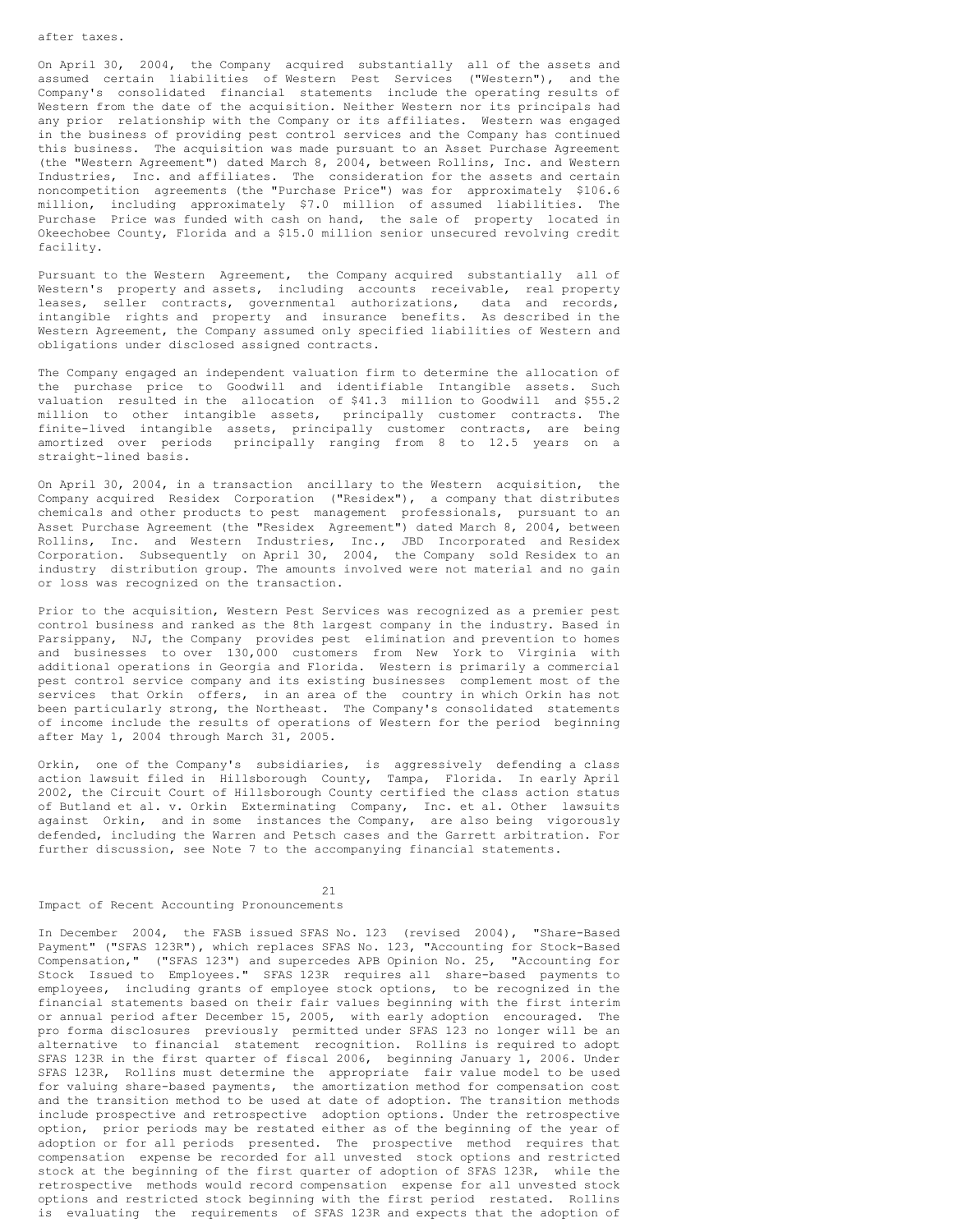after taxes.

On April 30, 2004, the Company acquired substantially all of the assets and assumed certain liabilities of Western Pest Services ("Western"), and the Company's consolidated financial statements include the operating results of Western from the date of the acquisition. Neither Western nor its principals had any prior relationship with the Company or its affiliates. Western was engaged in the business of providing pest control services and the Company has continued this business. The acquisition was made pursuant to an Asset Purchase Agreement (the "Western Agreement") dated March 8, 2004, between Rollins, Inc. and Western Industries, Inc. and affiliates. The consideration for the assets and certain noncompetition agreements (the "Purchase Price") was for approximately $106.6 million, including approximately $7.0 million of assumed liabilities. The Purchase Price was funded with cash on hand, the sale of property located in Okeechobee County, Florida and a $15.0 million senior unsecured revolving credit facility.

Pursuant to the Western Agreement, the Company acquired substantially all of Western's property and assets, including accounts receivable, real property leases, seller contracts, governmental authorizations, data and records, intangible rights and property and insurance benefits. As described in the Western Agreement, the Company assumed only specified liabilities of Western and obligations under disclosed assigned contracts.

The Company engaged an independent valuation firm to determine the allocation of the purchase price to Goodwill and identifiable Intangible assets. Such valuation resulted in the allocation of $41.3 million to Goodwill and $55.2 million to other intangible assets, principally customer contracts. The finite-lived intangible assets, principally customer contracts, are being amortized over periods principally ranging from 8 to 12.5 years on a straight-lined basis.

On April 30, 2004, in a transaction ancillary to the Western acquisition, the Company acquired Residex Corporation ("Residex"), a company that distributes chemicals and other products to pest management professionals, pursuant to an Asset Purchase Agreement (the "Residex Agreement") dated March 8, 2004, between Rollins, Inc. and Western Industries, Inc., JBD Incorporated and Residex Corporation. Subsequently on April 30, 2004, the Company sold Residex to an industry distribution group. The amounts involved were not material and no gain or loss was recognized on the transaction.

Prior to the acquisition, Western Pest Services was recognized as a premier pest control business and ranked as the 8th largest company in the industry. Based in Parsippany, NJ, the Company provides pest elimination and prevention to homes and businesses to over 130,000 customers from New York to Virginia with additional operations in Georgia and Florida. Western is primarily a commercial pest control service company and its existing businesses complement most of the services that Orkin offers, in an area of the country in which Orkin has not been particularly strong, the Northeast. The Company's consolidated statements of income include the results of operations of Western for the period beginning after May 1, 2004 through March 31, 2005.

Orkin, one of the Company's subsidiaries, is aggressively defending a class action lawsuit filed in Hillsborough County, Tampa, Florida. In early April 2002, the Circuit Court of Hillsborough County certified the class action status of Butland et al. v. Orkin Exterminating Company, Inc. et al. Other lawsuits against Orkin, and in some instances the Company, are also being vigorously defended, including the Warren and Petsch cases and the Garrett arbitration. For further discussion, see Note 7 to the accompanying financial statements.

## Impact of Recent Accounting Pronouncements

In December 2004, the FASB issued SFAS No. 123 (revised 2004), "Share-Based Payment" ("SFAS 123R"), which replaces SFAS No. 123, "Accounting for Stock-Based Compensation," ("SFAS 123") and supercedes APB Opinion No. 25, "Accounting for Stock Issued to Employees." SFAS 123R requires all share-based payments to employees, including grants of employee stock options, to be recognized in the financial statements based on their fair values beginning with the first interim or annual period after December 15, 2005, with early adoption encouraged. The pro forma disclosures previously permitted under SFAS 123 no longer will be an alternative to financial statement recognition. Rollins is required to adopt SFAS 123R in the first quarter of fiscal 2006, beginning January 1, 2006. Under SFAS 123R, Rollins must determine the appropriate fair value model to be used for valuing share-based payments, the amortization method for compensation cost and the transition method to be used at date of adoption. The transition methods include prospective and retrospective adoption options. Under the retrospective option, prior periods may be restated either as of the beginning of the year of adoption or for all periods presented. The prospective method requires that compensation expense be recorded for all unvested stock options and restricted stock at the beginning of the first quarter of adoption of SFAS 123R, while the retrospective methods would record compensation expense for all unvested stock options and restricted stock beginning with the first period restated. Rollins is evaluating the requirements of SFAS 123R and expects that the adoption of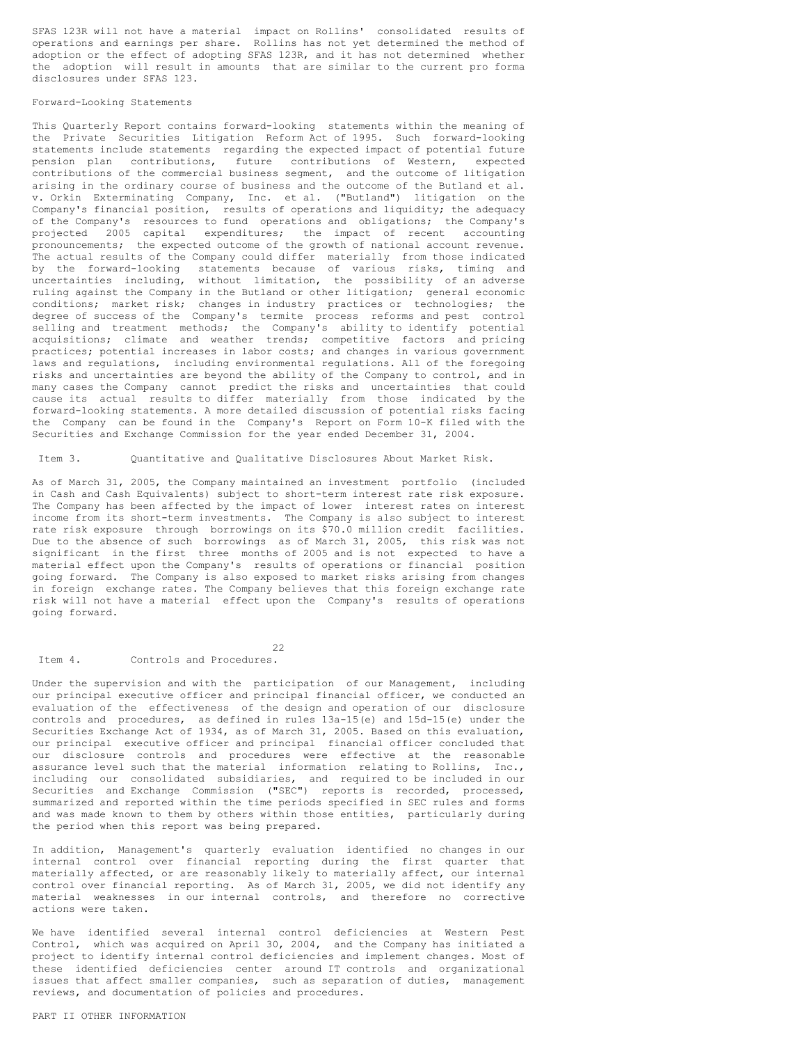SFAS 123R will not have a material impact on Rollins' consolidated results of operations and earnings per share. Rollins has not yet determined the method of adoption or the effect of adopting SFAS 123R, and it has not determined whether the adoption will result in amounts that are similar to the current pro forma disclosures under SFAS 123.

Forward-Looking Statements

This Quarterly Report contains forward-looking statements within the meaning of the Private Securities Litigation Reform Act of 1995. Such forward-looking statements include statements regarding the expected impact of potential future pension plan contributions, future contributions of Western, expected contributions of the commercial business segment, and the outcome of litigation arising in the ordinary course of business and the outcome of the Butland et al. v. Orkin Exterminating Company, Inc. et al. ("Butland") litigation on the Company's financial position, results of operations and liquidity; the adequacy of the Company's resources to fund operations and obligations; the Company's projected 2005 capital expenditures; the impact of recent accounting pronouncements; the expected outcome of the growth of national account revenue. The actual results of the Company could differ materially from those indicated by the forward-looking statements because of various risks, timing and uncertainties including, without limitation, the possibility of an adverse ruling against the Company in the Butland or other litigation; general economic conditions; market risk; changes in industry practices or technologies; the degree of success of the Company's termite process reforms and pest control selling and treatment methods; the Company's ability to identify potential acquisitions; climate and weather trends; competitive factors and pricing practices; potential increases in labor costs; and changes in various government laws and regulations, including environmental regulations. All of the foregoing risks and uncertainties are beyond the ability of the Company to control, and in many cases the Company cannot predict the risks and uncertainties that could cause its actual results to differ materially from those indicated by the forward-looking statements. A more detailed discussion of potential risks facing the Company can be found in the Company's Report on Form 10-K filed with the Securities and Exchange Commission for the year ended December 31, 2004.

## Item 3. Quantitative and Qualitative Disclosures About Market Risk.

As of March 31, 2005, the Company maintained an investment portfolio (included in Cash and Cash Equivalents) subject to short-term interest rate risk exposure. The Company has been affected by the impact of lower interest rates on interest income from its short-term investments. The Company is also subject to interest rate risk exposure through borrowings on its \$70.0 million credit facilities. Due to the absence of such borrowings as of March 31, 2005, this risk was not significant in the first three months of 2005 and is not expected to have a material effect upon the Company's results of operations or financial position going forward. The Company is also exposed to market risks arising from changes in foreign exchange rates. The Company believes that this foreign exchange rate risk will not have a material effect upon the Company's results of operations going forward.

## Item 4. Controls and Procedures.

Under the supervision and with the participation of our Management, including our principal executive officer and principal financial officer, we conducted an evaluation of the effectiveness of the design and operation of our disclosure controls and procedures, as defined in rules 13a-15(e) and 15d-15(e) under the Securities Exchange Act of 1934, as of March 31, 2005. Based on this evaluation, our principal executive officer and principal financial officer concluded that our disclosure controls and procedures were effective at the reasonable assurance level such that the material information relating to Rollins, Inc., including our consolidated subsidiaries, and required to be included in our Securities and Exchange Commission ("SEC") reports is recorded, processed, summarized and reported within the time periods specified in SEC rules and forms and was made known to them by others within those entities, particularly during the period when this report was being prepared.

In addition, Management's quarterly evaluation identified no changes in our internal control over financial reporting during the first quarter that materially affected, or are reasonably likely to materially affect, our internal control over financial reporting. As of March 31, 2005, we did not identify any material weaknesses in our internal controls, and therefore no corrective actions were taken.

We have identified several internal control deficiencies at Western Pest Control, which was acquired on April 30, 2004, and the Company has initiated a project to identify internal control deficiencies and implement changes. Most of these identified deficiencies center around IT controls and organizational issues that affect smaller companies, such as separation of duties, management reviews, and documentation of policies and procedures.

# PART II OTHER INFORMATION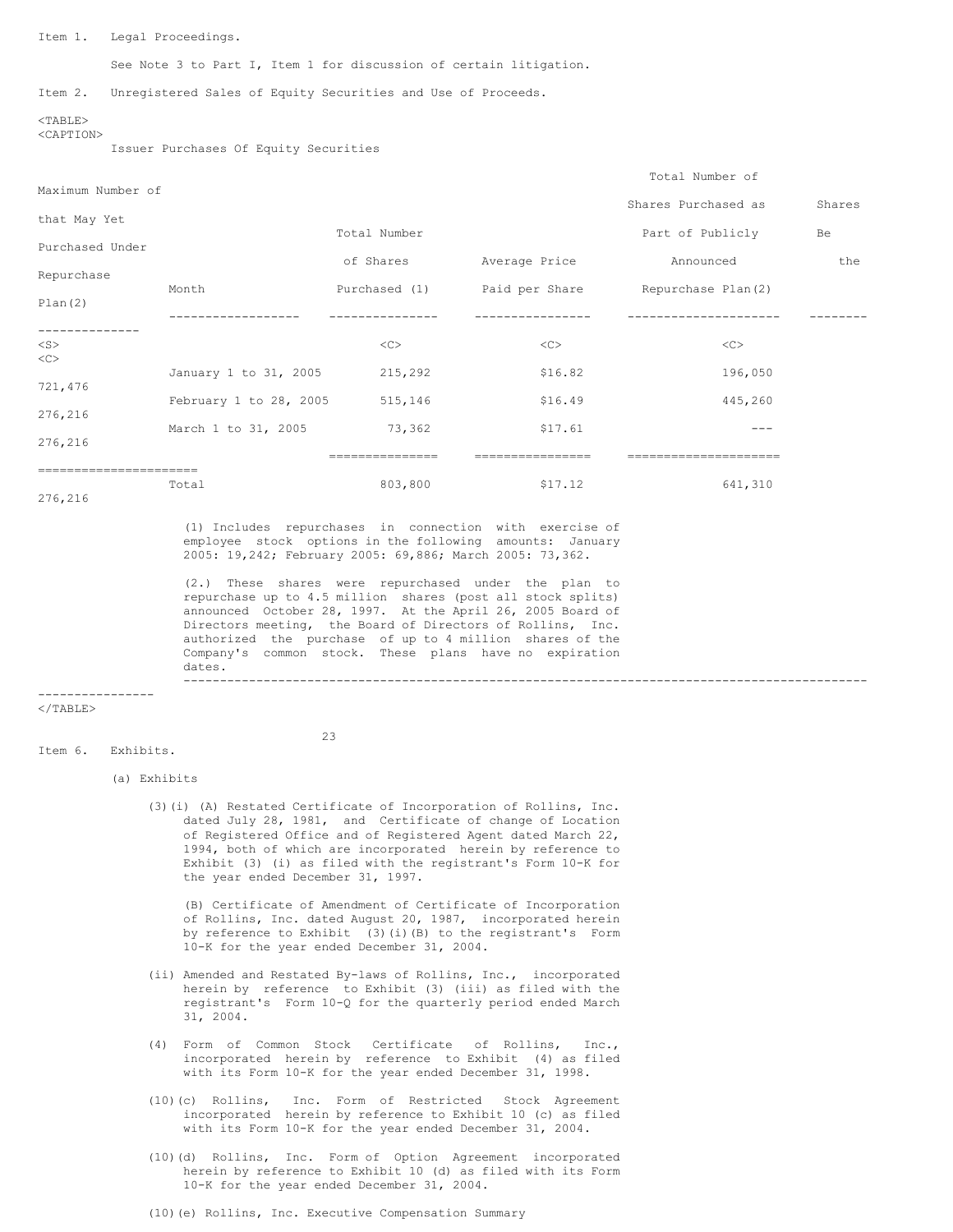Item 1. Legal Proceedings.

See Note 3 to Part I, Item 1 for discussion of certain litigation.

Item 2. Unregistered Sales of Equity Securities and Use of Proceeds.

Issuer Purchases Of Equity Securities

| Month | Total Number of Shares Purchased (1) | Average Price Paid per Share | Total Number of Shares Purchased as Part of Publicly Announced Repurchase Plan(2) | Maximum Number of Shares that May Yet Be Purchased Under the Repurchase Plan(2) |
|---|---|---|---|---|
| January 1 to 31, 2005 | 215,292 | $16.82 | 196,050 | 721,476 |
| February 1 to 28, 2005 | 515,146 | $16.49 | 445,260 | 276,216 |
| March 1 to 31, 2005 | 73,362 | $17.61 | --- | 276,216 |
| Total | 803,800 | $17.12 | 641,310 | 276,216 |

(1) Includes repurchases in connection with exercise of employee stock options in the following amounts: January 2005: 19,242; February 2005: 69,886; March 2005: 73,362.

(2.) These shares were repurchased under the plan to repurchase up to 4.5 million shares (post all stock splits) announced October 28, 1997. At the April 26, 2005 Board of Directors meeting, the Board of Directors of Rollins, Inc. authorized the purchase of up to 4 million shares of the Company's common stock. These plans have no expiration dates.

Item 6. Exhibits.

(a) Exhibits

(3)(i) (A) Restated Certificate of Incorporation of Rollins, Inc. dated July 28, 1981, and Certificate of change of Location of Registered Office and of Registered Agent dated March 22, 1994, both of which are incorporated herein by reference to Exhibit (3) (i) as filed with the registrant's Form 10-K for the year ended December 31, 1997.

(B) Certificate of Amendment of Certificate of Incorporation of Rollins, Inc. dated August 20, 1987, incorporated herein by reference to Exhibit (3)(i)(B) to the registrant's Form 10-K for the year ended December 31, 2004.

(ii) Amended and Restated By-laws of Rollins, Inc., incorporated herein by reference to Exhibit (3) (iii) as filed with the registrant's Form 10-Q for the quarterly period ended March 31, 2004.

(4) Form of Common Stock Certificate of Rollins, Inc., incorporated herein by reference to Exhibit (4) as filed with its Form 10-K for the year ended December 31, 1998.

(10)(c) Rollins, Inc. Form of Restricted Stock Agreement incorporated herein by reference to Exhibit 10 (c) as filed with its Form 10-K for the year ended December 31, 2004.

(10)(d) Rollins, Inc. Form of Option Agreement incorporated herein by reference to Exhibit 10 (d) as filed with its Form 10-K for the year ended December 31, 2004.

(10)(e) Rollins, Inc. Executive Compensation Summary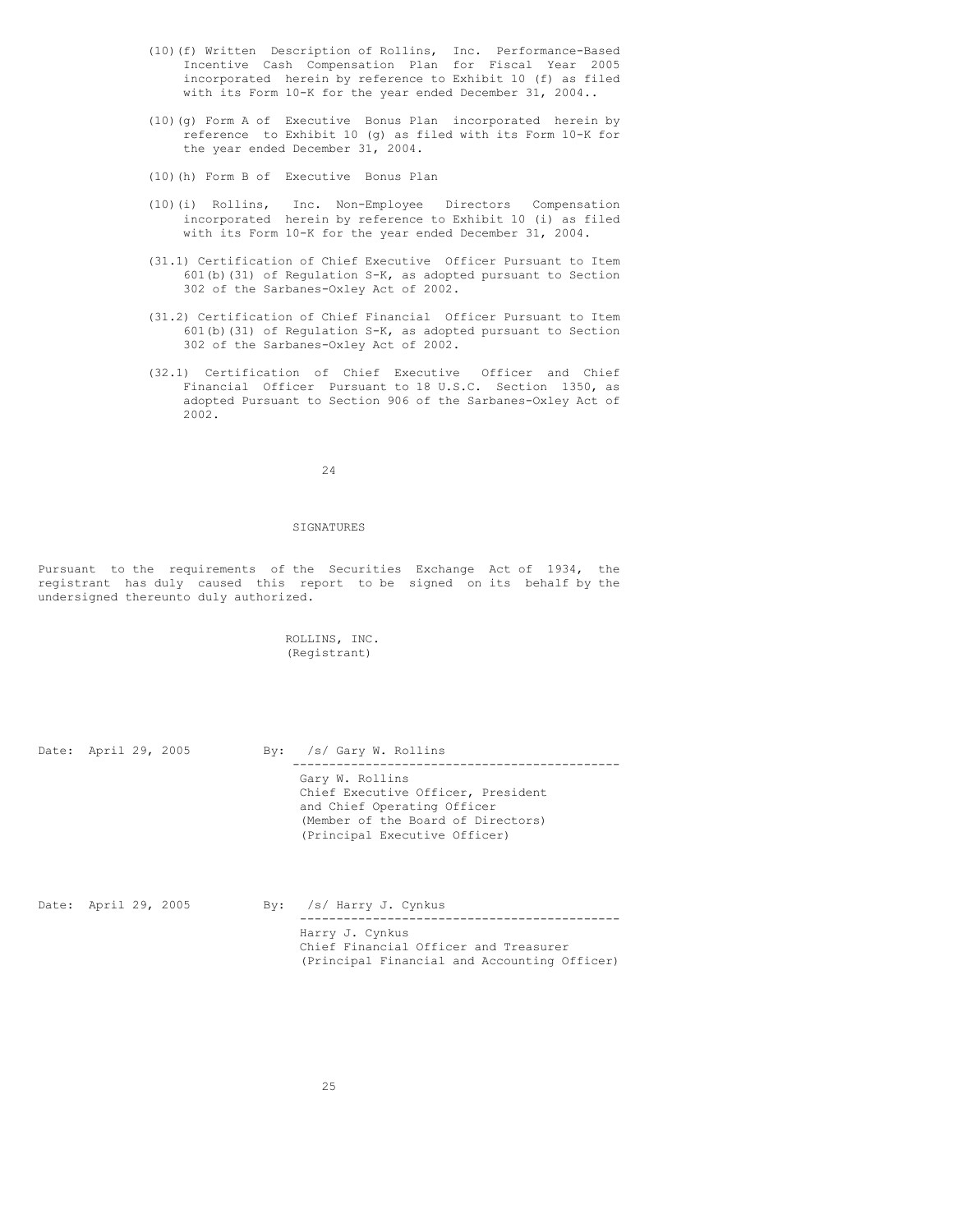(10)(f) Written Description of Rollins, Inc. Performance-Based Incentive Cash Compensation Plan for Fiscal Year 2005 incorporated herein by reference to Exhibit 10 (f) as filed with its Form 10-K for the year ended December 31, 2004..

(10)(g) Form A of Executive Bonus Plan incorporated herein by reference to Exhibit 10 (g) as filed with its Form 10-K for the year ended December 31, 2004.

(10)(h) Form B of Executive Bonus Plan

(10)(i) Rollins, Inc. Non-Employee Directors Compensation incorporated herein by reference to Exhibit 10 (i) as filed with its Form 10-K for the year ended December 31, 2004.

(31.1) Certification of Chief Executive Officer Pursuant to Item 601(b)(31) of Regulation S-K, as adopted pursuant to Section 302 of the Sarbanes-Oxley Act of 2002.

(31.2) Certification of Chief Financial Officer Pursuant to Item 601(b)(31) of Regulation S-K, as adopted pursuant to Section 302 of the Sarbanes-Oxley Act of 2002.

(32.1) Certification of Chief Executive Officer and Chief Financial Officer Pursuant to 18 U.S.C. Section 1350, as adopted Pursuant to Section 906 of the Sarbanes-Oxley Act of 2002.

## SIGNATURES

Pursuant to the requirements of the Securities Exchange Act of 1934, the registrant has duly caused this report to be signed on its behalf by the undersigned thereunto duly authorized.

ROLLINS, INC.
(Registrant)

Date: April 29, 2005 By: /s/ Gary W. Rollins

Gary W. Rollins
Chief Executive Officer, President
and Chief Operating Officer
(Member of the Board of Directors)
(Principal Executive Officer)

Date: April 29, 2005 By: /s/ Harry J. Cynkus

Harry J. Cynkus
Chief Financial Officer and Treasurer
(Principal Financial and Accounting Officer)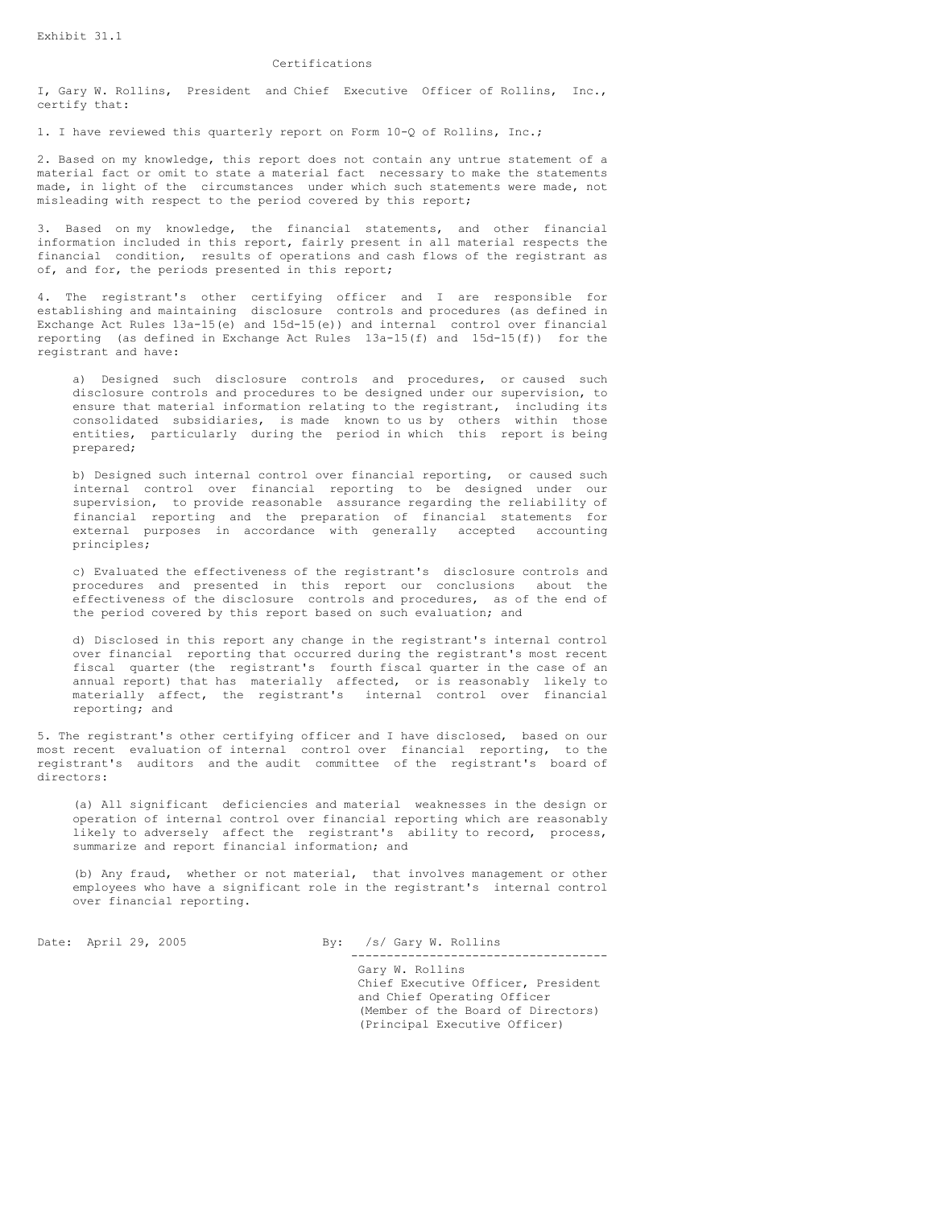Exhibit 31.1

## Certifications

I, Gary W. Rollins, President and Chief Executive Officer of Rollins, Inc., certify that:

1. I have reviewed this quarterly report on Form 10-Q of Rollins, Inc.;

2. Based on my knowledge, this report does not contain any untrue statement of a material fact or omit to state a material fact necessary to make the statements made, in light of the circumstances under which such statements were made, not misleading with respect to the period covered by this report;

3. Based on my knowledge, the financial statements, and other financial information included in this report, fairly present in all material respects the financial condition, results of operations and cash flows of the registrant as of, and for, the periods presented in this report;

4. The registrant's other certifying officer and I are responsible for establishing and maintaining disclosure controls and procedures (as defined in Exchange Act Rules 13a-15(e) and 15d-15(e)) and internal control over financial reporting (as defined in Exchange Act Rules 13a-15(f) and 15d-15(f)) for the registrant and have:

   a) Designed such disclosure controls and procedures, or caused such disclosure controls and procedures to be designed under our supervision, to ensure that material information relating to the registrant, including its consolidated subsidiaries, is made known to us by others within those entities, particularly during the period in which this report is being prepared;

   b) Designed such internal control over financial reporting, or caused such internal control over financial reporting to be designed under our supervision, to provide reasonable assurance regarding the reliability of financial reporting and the preparation of financial statements for external purposes in accordance with generally accepted accounting principles;

   c) Evaluated the effectiveness of the registrant's disclosure controls and procedures and presented in this report our conclusions about the effectiveness of the disclosure controls and procedures, as of the end of the period covered by this report based on such evaluation; and

   d) Disclosed in this report any change in the registrant's internal control over financial reporting that occurred during the registrant's most recent fiscal quarter (the registrant's fourth fiscal quarter in the case of an annual report) that has materially affected, or is reasonably likely to materially affect, the registrant's internal control over financial reporting; and

5. The registrant's other certifying officer and I have disclosed, based on our most recent evaluation of internal control over financial reporting, to the registrant's auditors and the audit committee of the registrant's board of directors:

   (a) All significant deficiencies and material weaknesses in the design or operation of internal control over financial reporting which are reasonably likely to adversely affect the registrant's ability to record, process, summarize and report financial information; and

   (b) Any fraud, whether or not material, that involves management or other employees who have a significant role in the registrant's internal control over financial reporting.

Date: April 29, 2005

By: /s/ Gary W. Rollins

Gary W. Rollins
Chief Executive Officer, President
and Chief Operating Officer
(Member of the Board of Directors)
(Principal Executive Officer)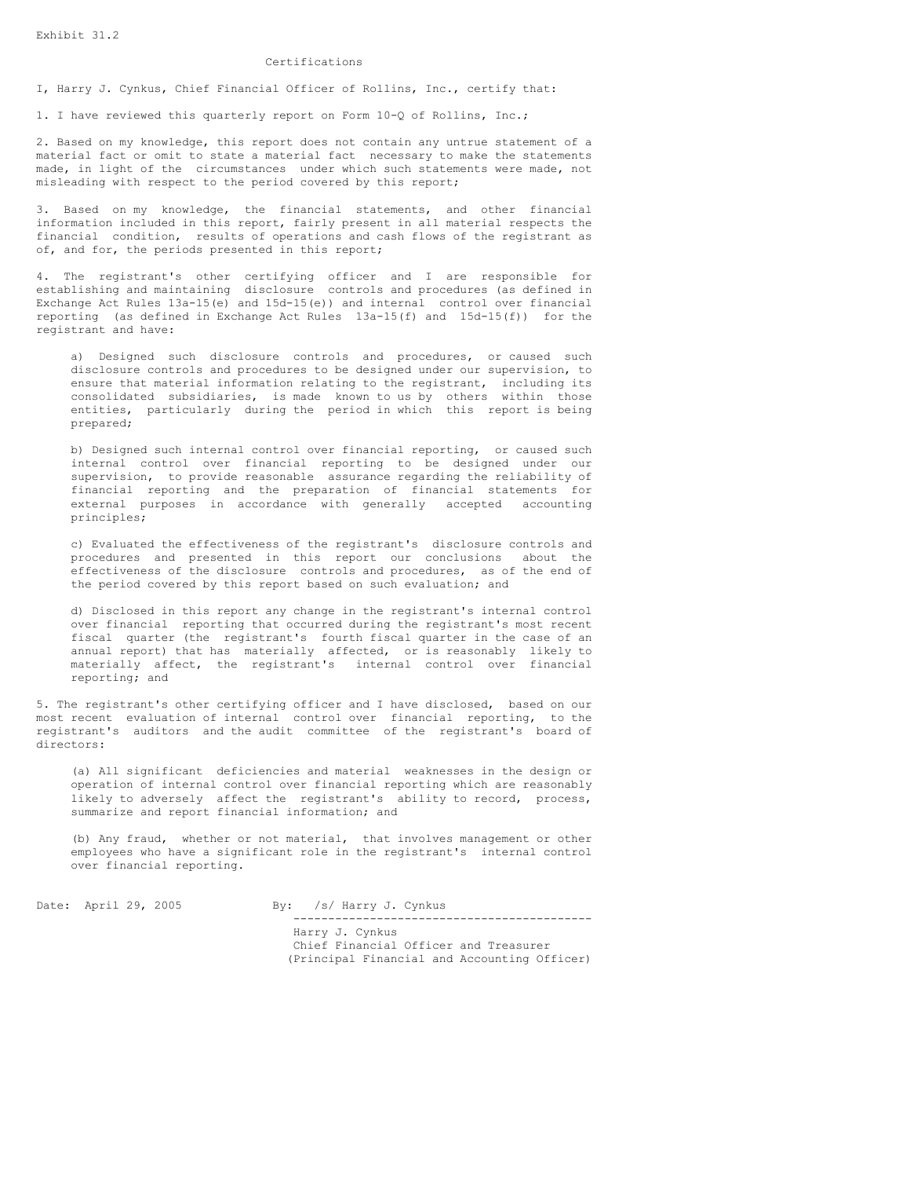Exhibit 31.2

## Certifications

I, Harry J. Cynkus, Chief Financial Officer of Rollins, Inc., certify that:

1. I have reviewed this quarterly report on Form 10-Q of Rollins, Inc.;

2. Based on my knowledge, this report does not contain any untrue statement of a material fact or omit to state a material fact necessary to make the statements made, in light of the circumstances under which such statements were made, not misleading with respect to the period covered by this report;

3. Based on my knowledge, the financial statements, and other financial information included in this report, fairly present in all material respects the financial condition, results of operations and cash flows of the registrant as of, and for, the periods presented in this report;

4. The registrant's other certifying officer and I are responsible for establishing and maintaining disclosure controls and procedures (as defined in Exchange Act Rules 13a-15(e) and 15d-15(e)) and internal control over financial reporting (as defined in Exchange Act Rules 13a-15(f) and 15d-15(f)) for the registrant and have:

   a) Designed such disclosure controls and procedures, or caused such disclosure controls and procedures to be designed under our supervision, to ensure that material information relating to the registrant, including its consolidated subsidiaries, is made known to us by others within those entities, particularly during the period in which this report is being prepared;

   b) Designed such internal control over financial reporting, or caused such internal control over financial reporting to be designed under our supervision, to provide reasonable assurance regarding the reliability of financial reporting and the preparation of financial statements for external purposes in accordance with generally accepted accounting principles;

   c) Evaluated the effectiveness of the registrant's disclosure controls and procedures and presented in this report our conclusions about the effectiveness of the disclosure controls and procedures, as of the end of the period covered by this report based on such evaluation; and

   d) Disclosed in this report any change in the registrant's internal control over financial reporting that occurred during the registrant's most recent fiscal quarter (the registrant's fourth fiscal quarter in the case of an annual report) that has materially affected, or is reasonably likely to materially affect, the registrant's internal control over financial reporting; and

5. The registrant's other certifying officer and I have disclosed, based on our most recent evaluation of internal control over financial reporting, to the registrant's auditors and the audit committee of the registrant's board of directors:

   (a) All significant deficiencies and material weaknesses in the design or operation of internal control over financial reporting which are reasonably likely to adversely affect the registrant's ability to record, process, summarize and report financial information; and

   (b) Any fraud, whether or not material, that involves management or other employees who have a significant role in the registrant's internal control over financial reporting.

Date: April 29, 2005

By: /s/ Harry J. Cynkus

Harry J. Cynkus
Chief Financial Officer and Treasurer
(Principal Financial and Accounting Officer)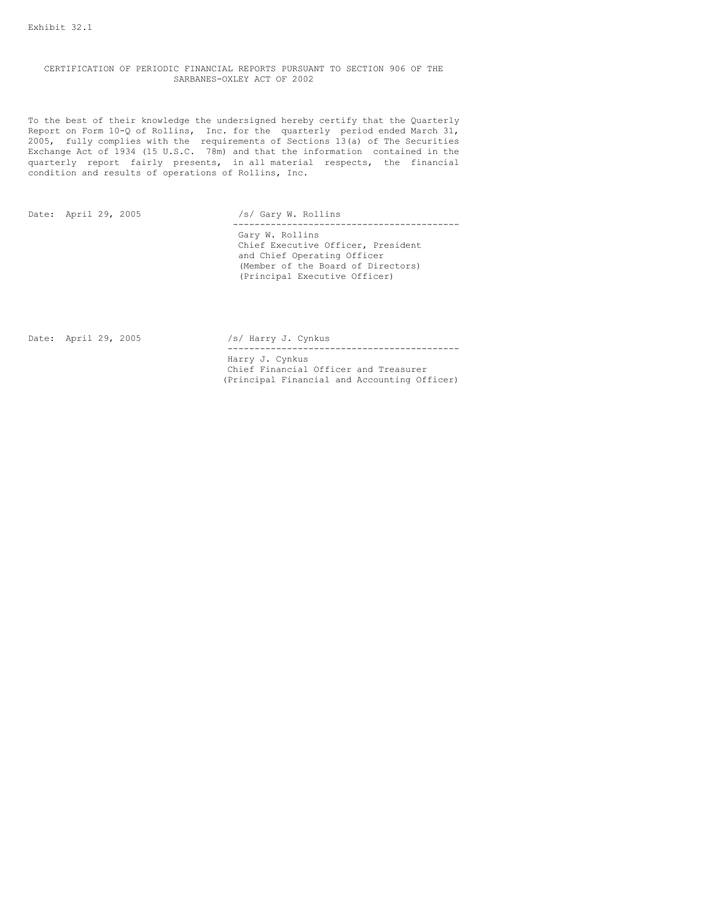Exhibit 32.1

# CERTIFICATION OF PERIODIC FINANCIAL REPORTS PURSUANT TO SECTION 906 OF THE SARBANES-OXLEY ACT OF 2002

To the best of their knowledge the undersigned hereby certify that the Quarterly Report on Form 10-Q of Rollins, Inc. for the quarterly period ended March 31, 2005, fully complies with the requirements of Sections 13(a) of The Securities Exchange Act of 1934 (15 U.S.C. 78m) and that the information contained in the quarterly report fairly presents, in all material respects, the financial condition and results of operations of Rollins, Inc.

Date: April 29, 2005

/s/ Gary W. Rollins

Gary W. Rollins
Chief Executive Officer, President
and Chief Operating Officer
(Member of the Board of Directors)
(Principal Executive Officer)

Date: April 29, 2005

/s/ Harry J. Cynkus

Harry J. Cynkus
Chief Financial Officer and Treasurer
(Principal Financial and Accounting Officer)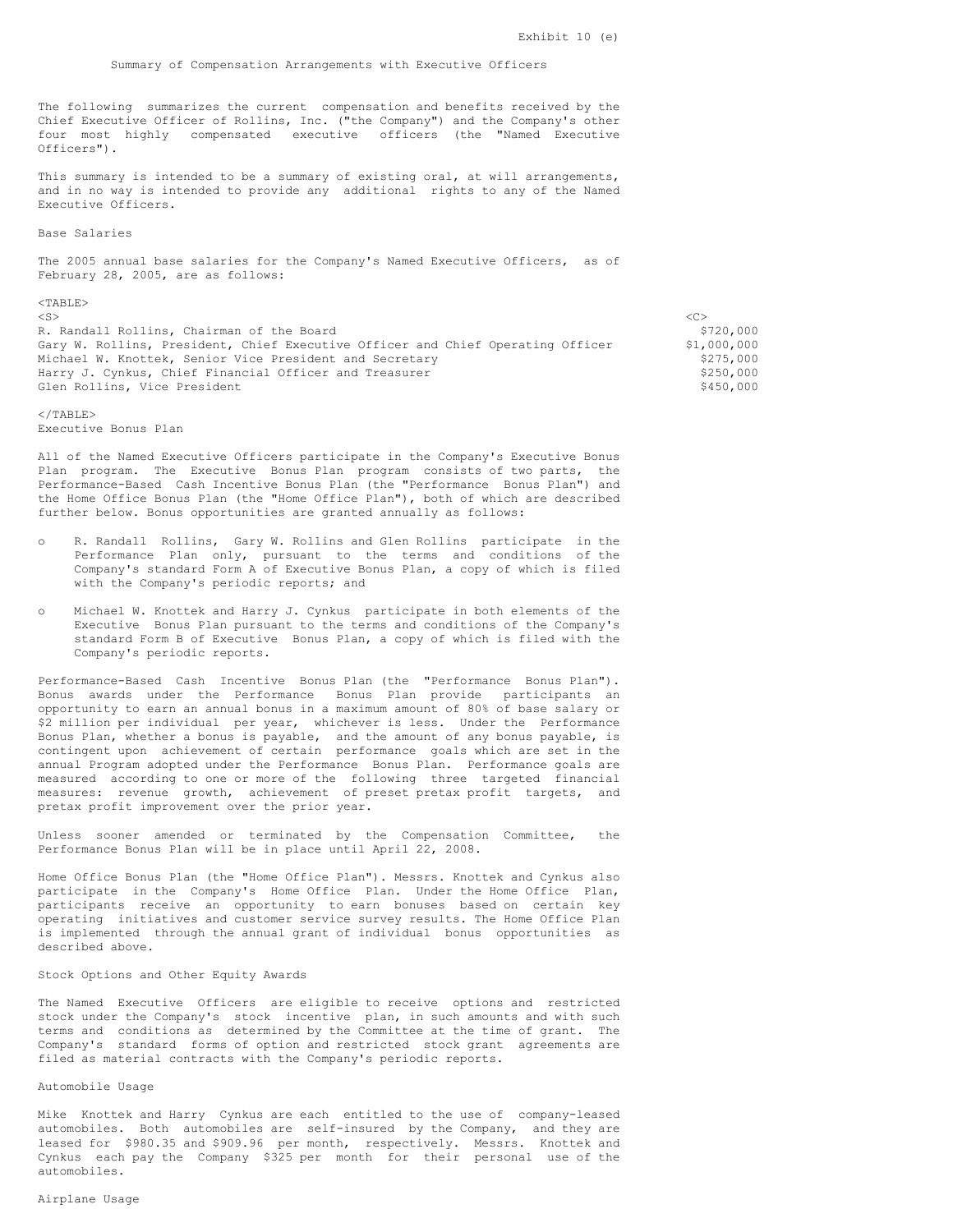Exhibit 10 (e)

## Summary of Compensation Arrangements with Executive Officers

The following summarizes the current compensation and benefits received by the Chief Executive Officer of Rollins, Inc. ("the Company") and the Company's other four most highly compensated executive officers (the "Named Executive Officers").

This summary is intended to be a summary of existing oral, at will arrangements, and in no way is intended to provide any additional rights to any of the Named Executive Officers.

### Base Salaries

The 2005 annual base salaries for the Company's Named Executive Officers, as of February 28, 2005, are as follows:

| Name and Title | Base Salary |
|---|---|
| R. Randall Rollins, Chairman of the Board | $720,000 |
| Gary W. Rollins, President, Chief Executive Officer and Chief Operating Officer | $1,000,000 |
| Michael W. Knottek, Senior Vice President and Secretary | $275,000 |
| Harry J. Cynkus, Chief Financial Officer and Treasurer | $250,000 |
| Glen Rollins, Vice President | $450,000 |

### Executive Bonus Plan

All of the Named Executive Officers participate in the Company's Executive Bonus Plan program. The Executive Bonus Plan program consists of two parts, the Performance-Based Cash Incentive Bonus Plan (the "Performance Bonus Plan") and the Home Office Bonus Plan (the "Home Office Plan"), both of which are described further below. Bonus opportunities are granted annually as follows:

- R. Randall Rollins, Gary W. Rollins and Glen Rollins participate in the Performance Plan only, pursuant to the terms and conditions of the Company's standard Form A of Executive Bonus Plan, a copy of which is filed with the Company's periodic reports; and
- Michael W. Knottek and Harry J. Cynkus participate in both elements of the Executive Bonus Plan pursuant to the terms and conditions of the Company's standard Form B of Executive Bonus Plan, a copy of which is filed with the Company's periodic reports.

Performance-Based Cash Incentive Bonus Plan (the "Performance Bonus Plan"). Bonus awards under the Performance Bonus Plan provide participants an opportunity to earn an annual bonus in a maximum amount of 80% of base salary or $2 million per individual per year, whichever is less. Under the Performance Bonus Plan, whether a bonus is payable, and the amount of any bonus payable, is contingent upon achievement of certain performance goals which are set in the annual Program adopted under the Performance Bonus Plan. Performance goals are measured according to one or more of the following three targeted financial measures: revenue growth, achievement of preset pretax profit targets, and pretax profit improvement over the prior year.

Unless sooner amended or terminated by the Compensation Committee, the Performance Bonus Plan will be in place until April 22, 2008.

Home Office Bonus Plan (the "Home Office Plan"). Messrs. Knottek and Cynkus also participate in the Company's Home Office Plan. Under the Home Office Plan, participants receive an opportunity to earn bonuses based on certain key operating initiatives and customer service survey results. The Home Office Plan is implemented through the annual grant of individual bonus opportunities as described above.

### Stock Options and Other Equity Awards

The Named Executive Officers are eligible to receive options and restricted stock under the Company's stock incentive plan, in such amounts and with such terms and conditions as determined by the Committee at the time of grant. The Company's standard forms of option and restricted stock grant agreements are filed as material contracts with the Company's periodic reports.

### Automobile Usage

Mike Knottek and Harry Cynkus are each entitled to the use of company-leased automobiles. Both automobiles are self-insured by the Company, and they are leased for $980.35 and $909.96 per month, respectively. Messrs. Knottek and Cynkus each pay the Company $325 per month for their personal use of the automobiles.

### Airplane Usage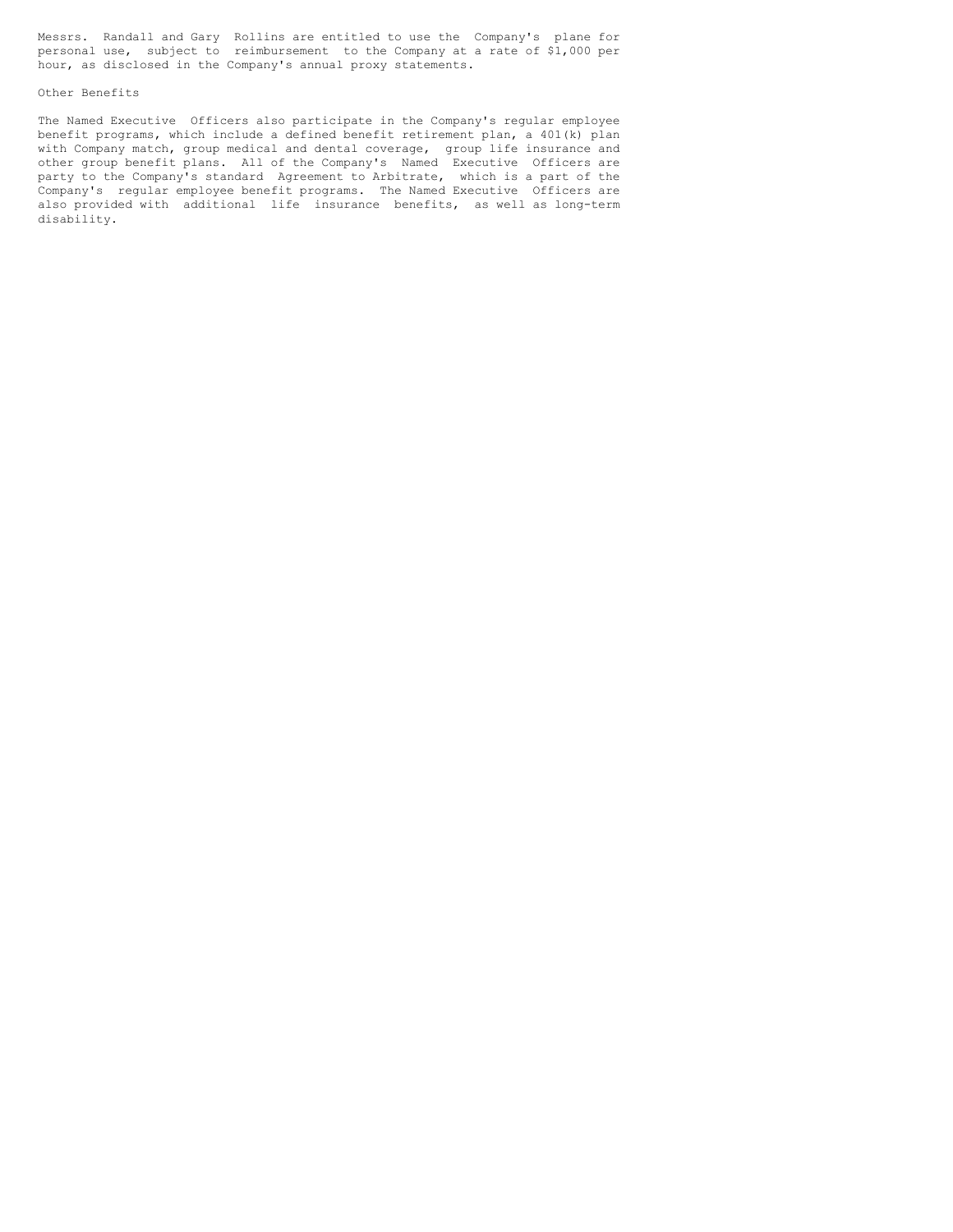Messrs. Randall and Gary Rollins are entitled to use the Company's plane for personal use, subject to reimbursement to the Company at a rate of $1,000 per hour, as disclosed in the Company's annual proxy statements.

### Other Benefits

The Named Executive Officers also participate in the Company's regular employee benefit programs, which include a defined benefit retirement plan, a 401(k) plan with Company match, group medical and dental coverage, group life insurance and other group benefit plans. All of the Company's Named Executive Officers are party to the Company's standard Agreement to Arbitrate, which is a part of the Company's regular employee benefit programs. The Named Executive Officers are also provided with additional life insurance benefits, as well as long-term disability.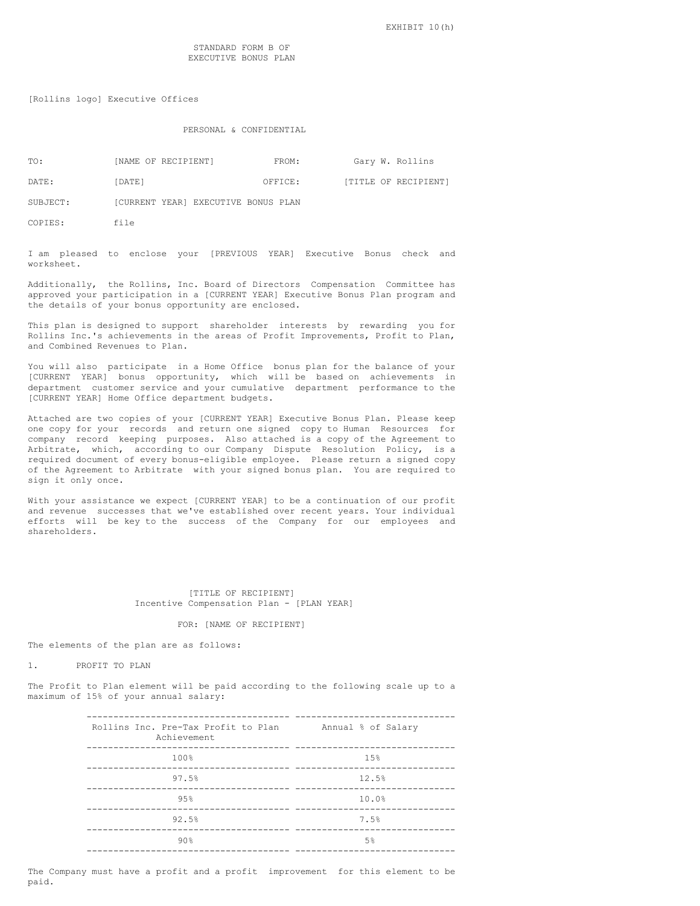EXHIBIT 10(h)

STANDARD FORM B OF
EXECUTIVE BONUS PLAN

[Rollins logo] Executive Offices

PERSONAL & CONFIDENTIAL

| | | | |
|---|---|---|---|
| TO: | [NAME OF RECIPIENT] | FROM: | Gary W. Rollins |
| DATE: | [DATE] | OFFICE: | [TITLE OF RECIPIENT] |
| SUBJECT: | [CURRENT YEAR] EXECUTIVE BONUS PLAN | | |
| COPIES: | file | | |

I am pleased to enclose your [PREVIOUS YEAR] Executive Bonus check and worksheet.

Additionally, the Rollins, Inc. Board of Directors Compensation Committee has approved your participation in a [CURRENT YEAR] Executive Bonus Plan program and the details of your bonus opportunity are enclosed.

This plan is designed to support shareholder interests by rewarding you for Rollins Inc.'s achievements in the areas of Profit Improvements, Profit to Plan, and Combined Revenues to Plan.

You will also participate in a Home Office bonus plan for the balance of your [CURRENT YEAR] bonus opportunity, which will be based on achievements in department customer service and your cumulative department performance to the [CURRENT YEAR] Home Office department budgets.

Attached are two copies of your [CURRENT YEAR] Executive Bonus Plan. Please keep one copy for your records and return one signed copy to Human Resources for company record keeping purposes. Also attached is a copy of the Agreement to Arbitrate, which, according to our Company Dispute Resolution Policy, is a required document of every bonus-eligible employee. Please return a signed copy of the Agreement to Arbitrate with your signed bonus plan. You are required to sign it only once.

With your assistance we expect [CURRENT YEAR] to be a continuation of our profit and revenue successes that we've established over recent years. Your individual efforts will be key to the success of the Company for our employees and shareholders.

[TITLE OF RECIPIENT]
Incentive Compensation Plan - [PLAN YEAR]

FOR: [NAME OF RECIPIENT]

The elements of the plan are as follows:

1. PROFIT TO PLAN

The Profit to Plan element will be paid according to the following scale up to a maximum of 15% of your annual salary:

| Rollins Inc. Pre-Tax Profit to Plan Achievement | Annual % of Salary |
|---|---|
| 100% | 15% |
| 97.5% | 12.5% |
| 95% | 10.0% |
| 92.5% | 7.5% |
| 90% | 5% |

The Company must have a profit and a profit improvement for this element to be paid.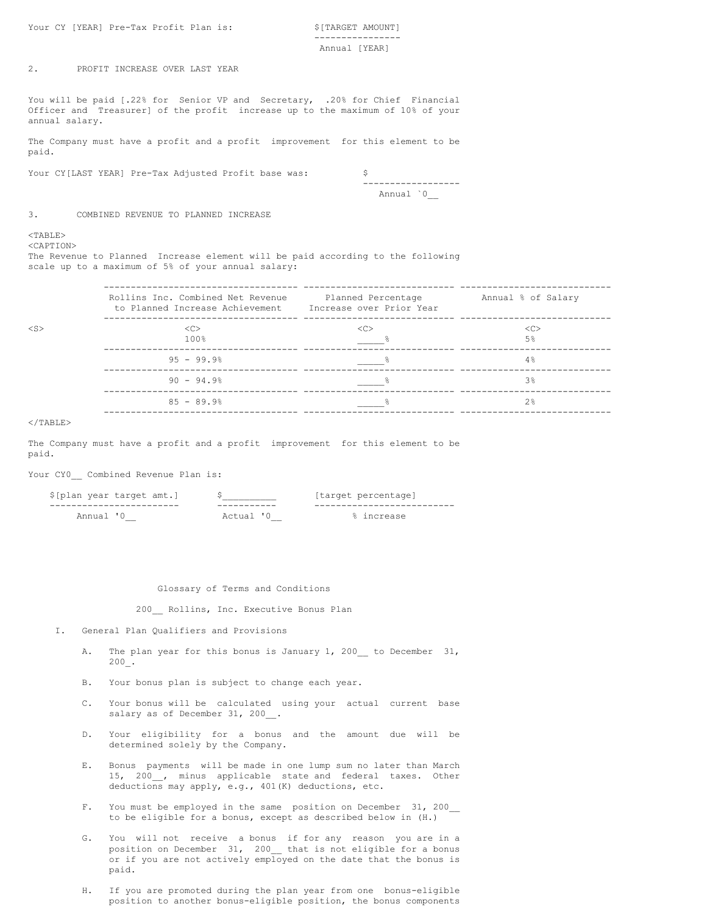Your CY [YEAR] Pre-Tax Profit Plan is: $[TARGET AMOUNT]
Annual [YEAR]

2. PROFIT INCREASE OVER LAST YEAR

You will be paid [.22% for Senior VP and Secretary, .20% for Chief Financial Officer and Treasurer] of the profit increase up to the maximum of 10% of your annual salary.

The Company must have a profit and a profit improvement for this element to be paid.

Your CY[LAST YEAR] Pre-Tax Adjusted Profit base was: $
Annual `0__

3. COMBINED REVENUE TO PLANNED INCREASE

The Revenue to Planned Increase element will be paid according to the following scale up to a maximum of 5% of your annual salary:

| Rollins Inc. Combined Net Revenue to Planned Increase Achievement | Planned Percentage Increase over Prior Year | Annual % of Salary |
|---|---|---|
| 100% | _____% | 5% |
| 95 - 99.9% | _____% | 4% |
| 90 - 94.9% | _____% | 3% |
| 85 - 89.9% | _____% | 2% |

The Company must have a profit and a profit improvement for this element to be paid.

Your CY0__ Combined Revenue Plan is:

| $[plan year target amt.] | $__________ | [target percentage] |
|---|---|---|
| Annual '0__ | Actual '0__ | % increase |

Glossary of Terms and Conditions

200__ Rollins, Inc. Executive Bonus Plan

I. General Plan Qualifiers and Provisions

A. The plan year for this bonus is January 1, 200__ to December 31, 200_.

B. Your bonus plan is subject to change each year.

C. Your bonus will be calculated using your actual current base salary as of December 31, 200__.

D. Your eligibility for a bonus and the amount due will be determined solely by the Company.

E. Bonus payments will be made in one lump sum no later than March 15, 200__, minus applicable state and federal taxes. Other deductions may apply, e.g., 401(K) deductions, etc.

F. You must be employed in the same position on December 31, 200__ to be eligible for a bonus, except as described below in (H.)

G. You will not receive a bonus if for any reason you are in a position on December 31, 200__ that is not eligible for a bonus or if you are not actively employed on the date that the bonus is paid.

H. If you are promoted during the plan year from one bonus-eligible position to another bonus-eligible position, the bonus components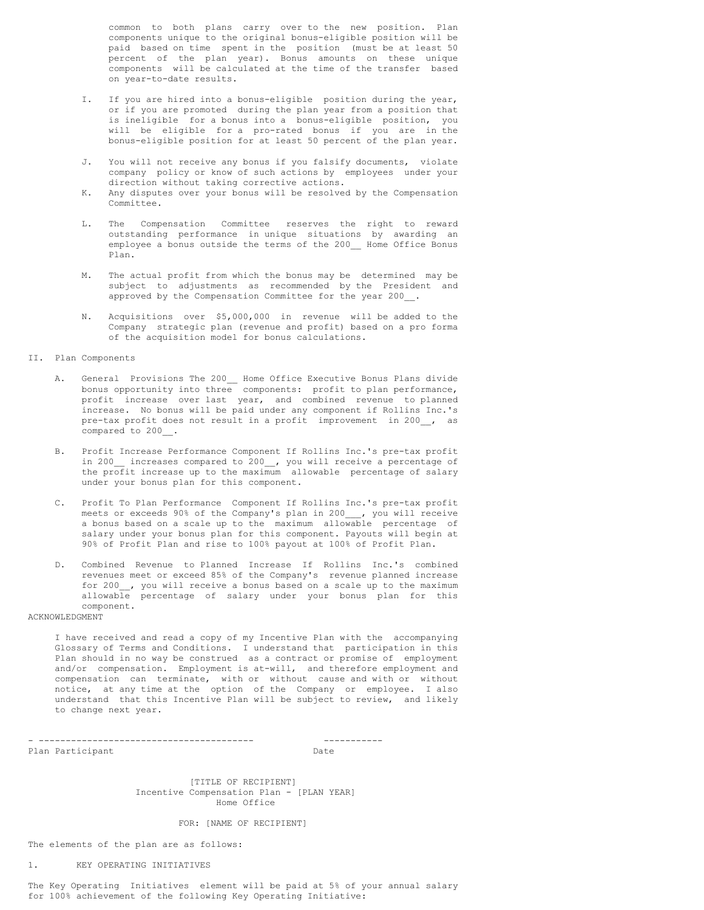common to both plans carry over to the new position. Plan components unique to the original bonus-eligible position will be paid based on time spent in the position (must be at least 50 percent of the plan year). Bonus amounts on these unique components will be calculated at the time of the transfer based on year-to-date results.

I. If you are hired into a bonus-eligible position during the year, or if you are promoted during the plan year from a position that is ineligible for a bonus into a bonus-eligible position, you will be eligible for a pro-rated bonus if you are in the bonus-eligible position for at least 50 percent of the plan year.

J. You will not receive any bonus if you falsify documents, violate company policy or know of such actions by employees under your direction without taking corrective actions.

K. Any disputes over your bonus will be resolved by the Compensation Committee.

L. The Compensation Committee reserves the right to reward outstanding performance in unique situations by awarding an employee a bonus outside the terms of the 200__ Home Office Bonus Plan.

M. The actual profit from which the bonus may be determined may be subject to adjustments as recommended by the President and approved by the Compensation Committee for the year 200__.

N. Acquisitions over $5,000,000 in revenue will be added to the Company strategic plan (revenue and profit) based on a pro forma of the acquisition model for bonus calculations.

II. Plan Components

A. General Provisions The 200__ Home Office Executive Bonus Plans divide bonus opportunity into three components: profit to plan performance, profit increase over last year, and combined revenue to planned increase. No bonus will be paid under any component if Rollins Inc.'s pre-tax profit does not result in a profit improvement in 200__, as compared to 200__.

B. Profit Increase Performance Component If Rollins Inc.'s pre-tax profit in 200__ increases compared to 200__, you will receive a percentage of the profit increase up to the maximum allowable percentage of salary under your bonus plan for this component.

C. Profit To Plan Performance Component If Rollins Inc.'s pre-tax profit meets or exceeds 90% of the Company's plan in 200___, you will receive a bonus based on a scale up to the maximum allowable percentage of salary under your bonus plan for this component. Payouts will begin at 90% of Profit Plan and rise to 100% payout at 100% of Profit Plan.

D. Combined Revenue to Planned Increase If Rollins Inc.'s combined revenues meet or exceed 85% of the Company's revenue planned increase for 200__, you will receive a bonus based on a scale up to the maximum allowable percentage of salary under your bonus plan for this component.

ACKNOWLEDGMENT

I have received and read a copy of my Incentive Plan with the accompanying Glossary of Terms and Conditions. I understand that participation in this Plan should in no way be construed as a contract or promise of employment and/or compensation. Employment is at-will, and therefore employment and compensation can terminate, with or without cause and with or without notice, at any time at the option of the Company or employee. I also understand that this Incentive Plan will be subject to review, and likely to change next year.

- ---------------------------------------- -----------

Plan Participant Date

[TITLE OF RECIPIENT]
Incentive Compensation Plan - [PLAN YEAR]
Home Office

FOR: [NAME OF RECIPIENT]

The elements of the plan are as follows:

1. KEY OPERATING INITIATIVES

The Key Operating Initiatives element will be paid at 5% of your annual salary for 100% achievement of the following Key Operating Initiative: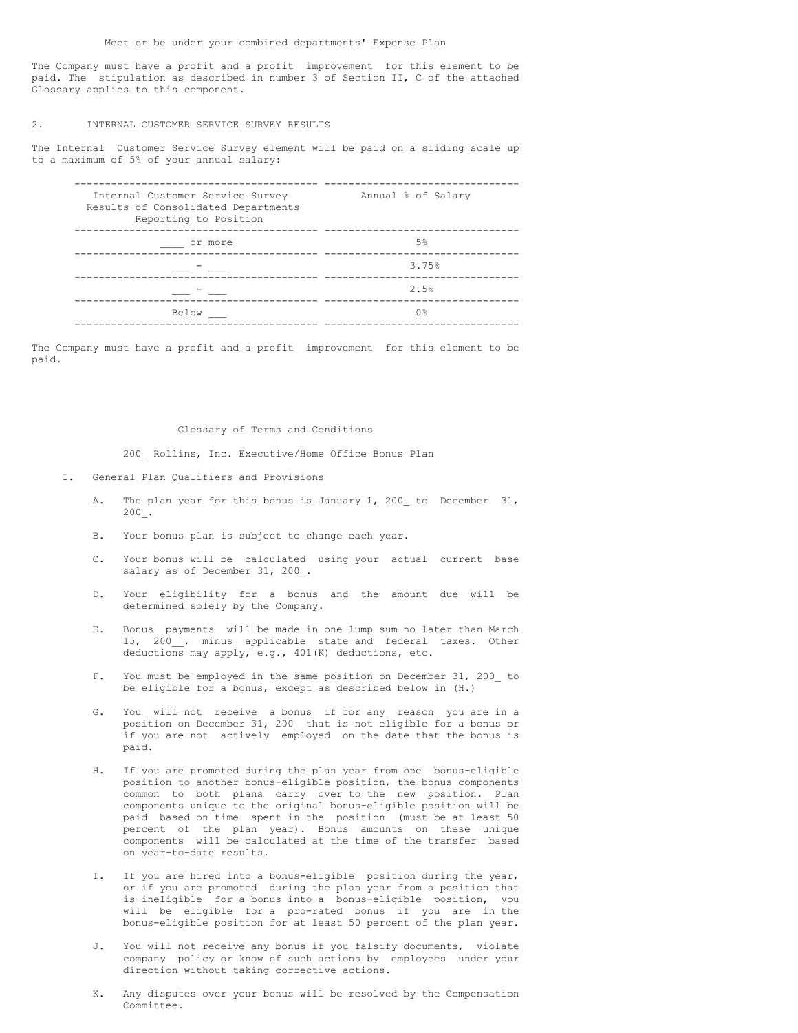Meet or be under your combined departments' Expense Plan

The Company must have a profit and a profit improvement for this element to be paid. The stipulation as described in number 3 of Section II, C of the attached Glossary applies to this component.

2. INTERNAL CUSTOMER SERVICE SURVEY RESULTS

The Internal Customer Service Survey element will be paid on a sliding scale up to a maximum of 5% of your annual salary:

| Internal Customer Service Survey Results of Consolidated Departments Reporting to Position | Annual % of Salary |
| --- | --- |
| ____ or more | 5% |
| ___ - ___ | 3.75% |
| ___ - ___ | 2.5% |
| Below ___ | 0% |

The Company must have a profit and a profit improvement for this element to be paid.

## Glossary of Terms and Conditions

### 200_ Rollins, Inc. Executive/Home Office Bonus Plan

I. General Plan Qualifiers and Provisions

A. The plan year for this bonus is January 1, 200_ to December 31, 200_.

B. Your bonus plan is subject to change each year.

C. Your bonus will be calculated using your actual current base salary as of December 31, 200_.

D. Your eligibility for a bonus and the amount due will be determined solely by the Company.

E. Bonus payments will be made in one lump sum no later than March 15, 200__, minus applicable state and federal taxes. Other deductions may apply, e.g., 401(K) deductions, etc.

F. You must be employed in the same position on December 31, 200_ to be eligible for a bonus, except as described below in (H.)

G. You will not receive a bonus if for any reason you are in a position on December 31, 200_ that is not eligible for a bonus or if you are not actively employed on the date that the bonus is paid.

H. If you are promoted during the plan year from one bonus-eligible position to another bonus-eligible position, the bonus components common to both plans carry over to the new position. Plan components unique to the original bonus-eligible position will be paid based on time spent in the position (must be at least 50 percent of the plan year). Bonus amounts on these unique components will be calculated at the time of the transfer based on year-to-date results.

I. If you are hired into a bonus-eligible position during the year, or if you are promoted during the plan year from a position that is ineligible for a bonus into a bonus-eligible position, you will be eligible for a pro-rated bonus if you are in the bonus-eligible position for at least 50 percent of the plan year.

J. You will not receive any bonus if you falsify documents, violate company policy or know of such actions by employees under your direction without taking corrective actions.

K. Any disputes over your bonus will be resolved by the Compensation Committee.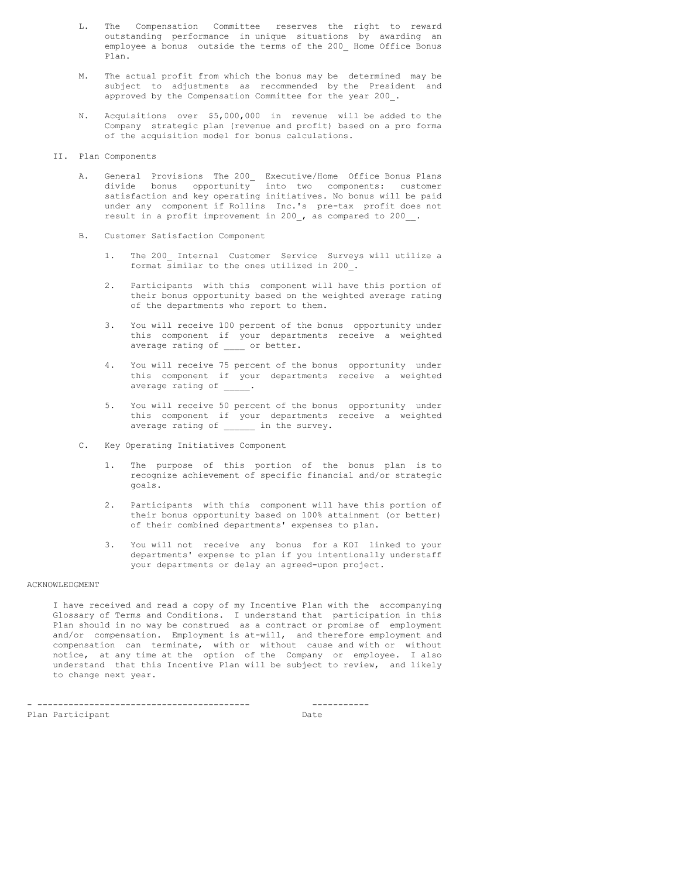L. The Compensation Committee reserves the right to reward outstanding performance in unique situations by awarding an employee a bonus outside the terms of the 200_ Home Office Bonus Plan.

M. The actual profit from which the bonus may be determined may be subject to adjustments as recommended by the President and approved by the Compensation Committee for the year 200_.

N. Acquisitions over $5,000,000 in revenue will be added to the Company strategic plan (revenue and profit) based on a pro forma of the acquisition model for bonus calculations.

II. Plan Components

A. General Provisions The 200_ Executive/Home Office Bonus Plans divide bonus opportunity into two components: customer satisfaction and key operating initiatives. No bonus will be paid under any component if Rollins Inc.'s pre-tax profit does not result in a profit improvement in 200_, as compared to 200__.

B. Customer Satisfaction Component

1. The 200_ Internal Customer Service Surveys will utilize a format similar to the ones utilized in 200_.

2. Participants with this component will have this portion of their bonus opportunity based on the weighted average rating of the departments who report to them.

3. You will receive 100 percent of the bonus opportunity under this component if your departments receive a weighted average rating of ____ or better.

4. You will receive 75 percent of the bonus opportunity under this component if your departments receive a weighted average rating of _____.

5. You will receive 50 percent of the bonus opportunity under this component if your departments receive a weighted average rating of ______ in the survey.

C. Key Operating Initiatives Component

1. The purpose of this portion of the bonus plan is to recognize achievement of specific financial and/or strategic goals.

2. Participants with this component will have this portion of their bonus opportunity based on 100% attainment (or better) of their combined departments' expenses to plan.

3. You will not receive any bonus for a KOI linked to your departments' expense to plan if you intentionally understaff your departments or delay an agreed-upon project.

ACKNOWLEDGMENT

I have received and read a copy of my Incentive Plan with the accompanying Glossary of Terms and Conditions. I understand that participation in this Plan should in no way be construed as a contract or promise of employment and/or compensation. Employment is at-will, and therefore employment and compensation can terminate, with or without cause and with or without notice, at any time at the option of the Company or employee. I also understand that this Incentive Plan will be subject to review, and likely to change next year.

- ----------------------------------------          -----------

Plan Participant                                    Date